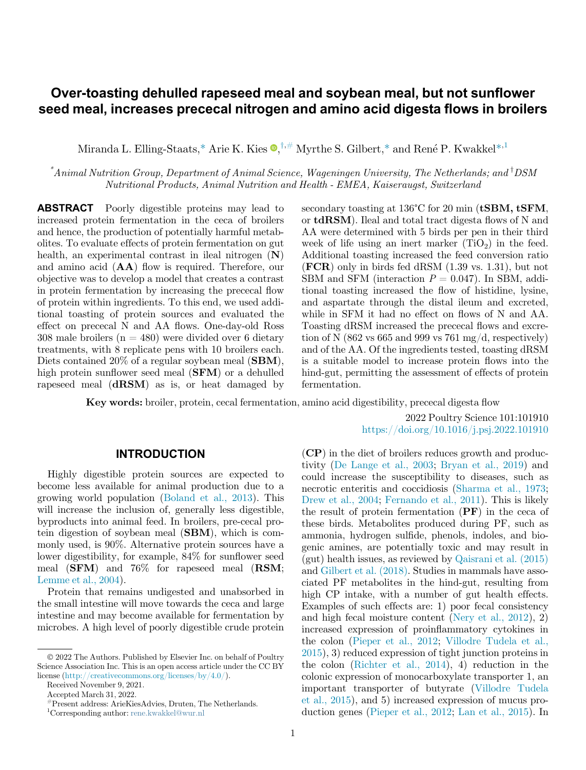# Over-toasting dehulled rapeseed meal and soybean meal, but not sunflower seed meal, increases prececal nitrogen and amino acid digesta flows in broilers

Miranda L. Elling-Staats,[*] Arie K. Kies,[†,#] Myrthe S. Gilbert,[*] and René P. Kwakkel[*,1]

[*]*Animal Nutrition Group, Department of Animal Science, Wageningen University, The Netherlands; and* [†]*DSM Nutritional Products, Animal Nutrition and Health - EMEA, Kaiseraugst, Switzerland*

**ABSTRACT** Poorly digestible proteins may lead to increased protein fermentation in the ceca of broilers and hence, the production of potentially harmful metabolites. To evaluate effects of protein fermentation on gut health, an experimental contrast in ileal nitrogen (**N**) and amino acid (**AA**) flow is required. Therefore, our objective was to develop a model that creates a contrast in protein fermentation by increasing the prececal flow of protein within ingredients. To this end, we used additional toasting of protein sources and evaluated the effect on prececal N and AA flows. One-day-old Ross 308 male broilers (n = 480) were divided over 6 dietary treatments, with 8 replicate pens with 10 broilers each. Diets contained 20% of a regular soybean meal (**SBM**), high protein sunflower seed meal (**SFM**) or a dehulled rapeseed meal (**dRSM**) as is, or heat damaged by secondary toasting at 136°C for 20 min (**tSBM, tSFM**, or **tdRSM**). Ileal and total tract digesta flows of N and AA were determined with 5 birds per pen in their third week of life using an inert marker ($TiO_2$) in the feed. Additional toasting increased the feed conversion ratio (**FCR**) only in birds fed dRSM (1.39 vs. 1.31), but not SBM and SFM (interaction $P = 0.047$). In SBM, additional toasting increased the flow of histidine, lysine, and aspartate through the distal ileum and excreted, while in SFM it had no effect on flows of N and AA. Toasting dRSM increased the prececal flows and excretion of N (862 vs 665 and 999 vs 761 mg/d, respectively) and of the AA. Of the ingredients tested, toasting dRSM is a suitable model to increase protein flows into the hind-gut, permitting the assessment of effects of protein fermentation.

**Key words:** broiler, protein, cecal fermentation, amino acid digestibility, prececal digesta flow

2022 Poultry Science 101:101910
https://doi.org/10.1016/j.psj.2022.101910

## INTRODUCTION

Highly digestible protein sources are expected to become less available for animal production due to a growing world population (Boland et al., 2013). This will increase the inclusion of, generally less digestible, byproducts into animal feed. In broilers, pre-cecal protein digestion of soybean meal (**SBM**), which is commonly used, is 90%. Alternative protein sources have a lower digestibility, for example, 84% for sunflower seed meal (**SFM**) and 76% for rapeseed meal (**RSM**; Lemme et al., 2004).

Protein that remains undigested and unabsorbed in the small intestine will move towards the ceca and large intestine and may become available for fermentation by microbes. A high level of poorly digestible crude protein (**CP**) in the diet of broilers reduces growth and productivity (De Lange et al., 2003; Bryan et al., 2019) and could increase the susceptibility to diseases, such as necrotic enteritis and coccidiosis (Sharma et al., 1973; Drew et al., 2004; Fernando et al., 2011). This is likely the result of protein fermentation (**PF**) in the ceca of these birds. Metabolites produced during PF, such as ammonia, hydrogen sulfide, phenols, indoles, and biogenic amines, are potentially toxic and may result in (gut) health issues, as reviewed by Qaisrani et al. (2015) and Gilbert et al. (2018). Studies in mammals have associated PF metabolites in the hind-gut, resulting from high CP intake, with a number of gut health effects. Examples of such effects are: 1) poor fecal consistency and high fecal moisture content (Nery et al., 2012), 2) increased expression of proinflammatory cytokines in the colon (Pieper et al., 2012; Villodre Tudela et al., 2015), 3) reduced expression of tight junction proteins in the colon (Richter et al., 2014), 4) reduction in the colonic expression of monocarboxylate transporter 1, an important transporter of butyrate (Villodre Tudela et al., 2015), and 5) increased expression of mucus production genes (Pieper et al., 2012; Lan et al., 2015). In

© 2022 The Authors. Published by Elsevier Inc. on behalf of Poultry Science Association Inc. This is an open access article under the CC BY license (http://creativecommons.org/licenses/by/4.0/).

Received November 9, 2021.

Accepted March 31, 2022.

[#]Present address: ArieKiesAdvies, Druten, The Netherlands.

[1]Corresponding author: rene.kwakkel@wur.nl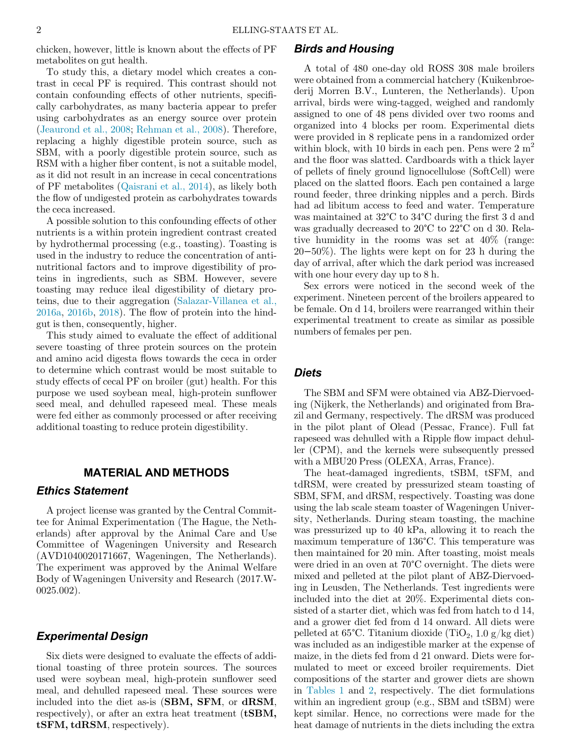chicken, however, little is known about the effects of PF metabolites on gut health.

To study this, a dietary model which creates a contrast in cecal PF is required. This contrast should not contain confounding effects of other nutrients, specifically carbohydrates, as many bacteria appear to prefer using carbohydrates as an energy source over protein (Jeaurond et al., 2008; Rehman et al., 2008). Therefore, replacing a highly digestible protein source, such as SBM, with a poorly digestible protein source, such as RSM with a higher fiber content, is not a suitable model, as it did not result in an increase in cecal concentrations of PF metabolites (Qaisrani et al., 2014), as likely both the flow of undigested protein as carbohydrates towards the ceca increased.

A possible solution to this confounding effects of other nutrients is a within protein ingredient contrast created by hydrothermal processing (e.g., toasting). Toasting is used in the industry to reduce the concentration of anti-nutritional factors and to improve digestibility of proteins in ingredients, such as SBM. However, severe toasting may reduce ileal digestibility of dietary proteins, due to their aggregation (Salazar-Villanea et al., 2016a, 2016b, 2018). The flow of protein into the hindgut is then, consequently, higher.

This study aimed to evaluate the effect of additional severe toasting of three protein sources on the protein and amino acid digesta flows towards the ceca in order to determine which contrast would be most suitable to study effects of cecal PF on broiler (gut) health. For this purpose we used soybean meal, high-protein sunflower seed meal, and dehulled rapeseed meal. These meals were fed either as commonly processed or after receiving additional toasting to reduce protein digestibility.

## MATERIAL AND METHODS

### Ethics Statement

A project license was granted by the Central Committee for Animal Experimentation (The Hague, the Netherlands) after approval by the Animal Care and Use Committee of Wageningen University and Research (AVD1040020171667, Wageningen, The Netherlands). The experiment was approved by the Animal Welfare Body of Wageningen University and Research (2017.W-0025.002).

### Experimental Design

Six diets were designed to evaluate the effects of additional toasting of three protein sources. The sources used were soybean meal, high-protein sunflower seed meal, and dehulled rapeseed meal. These sources were included into the diet as-is (**SBM, SFM**, or **dRSM**, respectively), or after an extra heat treatment (**tSBM, tSFM, tdRSM**, respectively).

### Birds and Housing

A total of 480 one-day old ROSS 308 male broilers were obtained from a commercial hatchery (Kuikenbroederij Morren B.V., Lunteren, the Netherlands). Upon arrival, birds were wing-tagged, weighed and randomly assigned to one of 48 pens divided over two rooms and organized into 4 blocks per room. Experimental diets were provided in 8 replicate pens in a randomized order within block, with 10 birds in each pen. Pens were 2 $m^2$ and the floor was slatted. Cardboards with a thick layer of pellets of finely ground lignocellulose (SoftCell) were placed on the slatted floors. Each pen contained a large round feeder, three drinking nipples and a perch. Birds had ad libitum access to feed and water. Temperature was maintained at 32°C to 34°C during the first 3 d and was gradually decreased to 20°C to 22°C on d 30. Relative humidity in the rooms was set at 40% (range: 20−50%). The lights were kept on for 23 h during the day of arrival, after which the dark period was increased with one hour every day up to 8 h.

Sex errors were noticed in the second week of the experiment. Nineteen percent of the broilers appeared to be female. On d 14, broilers were rearranged within their experimental treatment to create as similar as possible numbers of females per pen.

### Diets

The SBM and SFM were obtained via ABZ-Diervoeding (Nijkerk, the Netherlands) and originated from Brazil and Germany, respectively. The dRSM was produced in the pilot plant of Olead (Pessac, France). Full fat rapeseed was dehulled with a Ripple flow impact dehuller (CPM), and the kernels were subsequently pressed with a MBU20 Press (OLEXA, Arras, France).

The heat-damaged ingredients, tSBM, tSFM, and tdRSM, were created by pressurized steam toasting of SBM, SFM, and dRSM, respectively. Toasting was done using the lab scale steam toaster of Wageningen University, Netherlands. During steam toasting, the machine was pressurized up to 40 kPa, allowing it to reach the maximum temperature of 136°C. This temperature was then maintained for 20 min. After toasting, moist meals were dried in an oven at 70°C overnight. The diets were mixed and pelleted at the pilot plant of ABZ-Diervoeding in Leusden, The Netherlands. Test ingredients were included into the diet at 20%. Experimental diets consisted of a starter diet, which was fed from hatch to d 14, and a grower diet fed from d 14 onward. All diets were pelleted at 65°C. Titanium dioxide ($TiO_2$, 1.0 g/kg diet) was included as an indigestible marker at the expense of maize, in the diets fed from d 21 onward. Diets were formulated to meet or exceed broiler requirements. Diet compositions of the starter and grower diets are shown in Tables 1 and 2, respectively. The diet formulations within an ingredient group (e.g., SBM and tSBM) were kept similar. Hence, no corrections were made for the heat damage of nutrients in the diets including the extra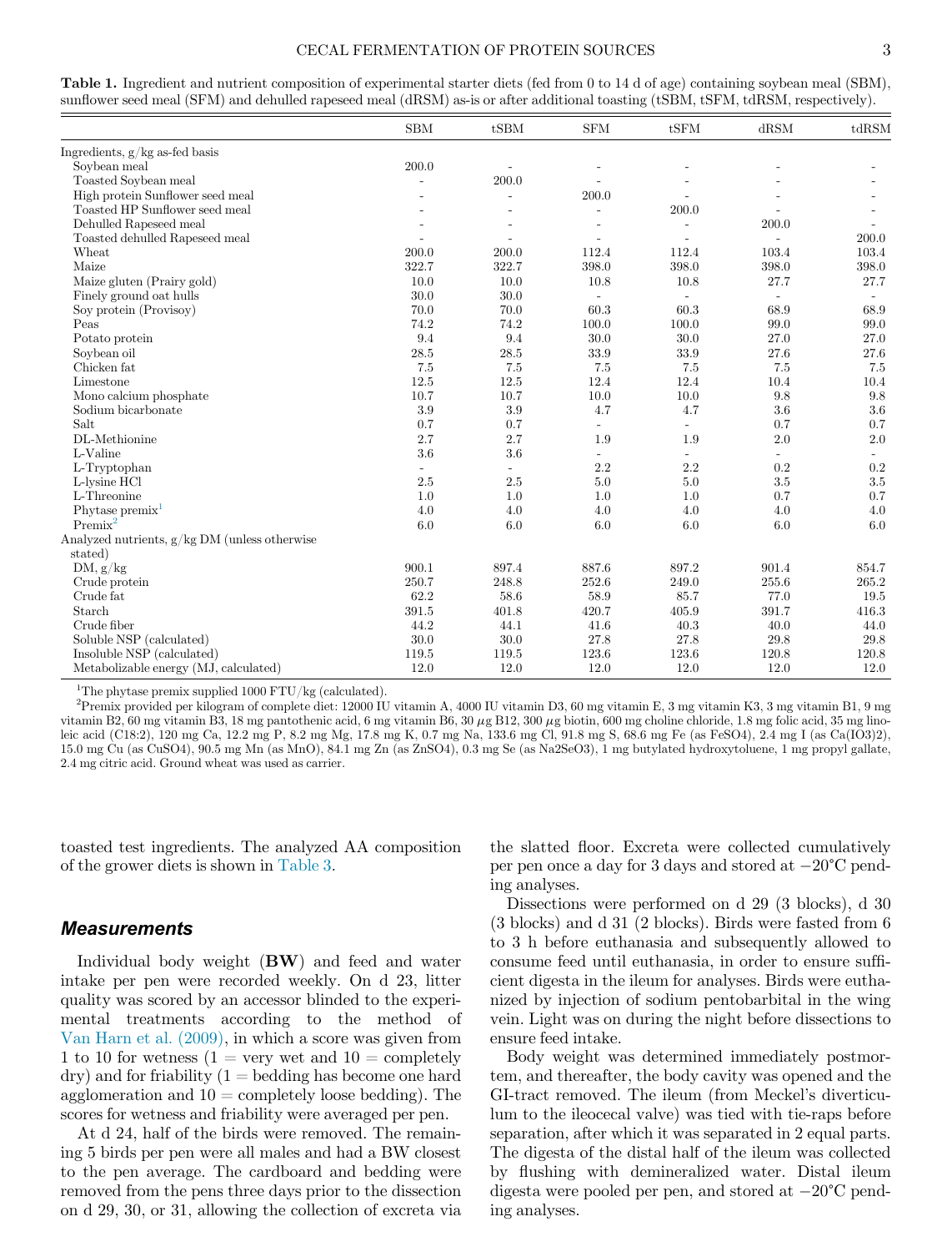**Table 1.** Ingredient and nutrient composition of experimental starter diets (fed from 0 to 14 d of age) containing soybean meal (SBM), sunflower seed meal (SFM) and dehulled rapeseed meal (dRSM) as-is or after additional toasting (tSBM, tSFM, tdRSM, respectively).

| | SBM | tSBM | SFM | tSFM | dRSM | tdRSM |
|---|---|---|---|---|---|---|
| Ingredients, g/kg as-fed basis | | | | | | |
| Soybean meal | 200.0 | - | - | - | - | - |
| Toasted Soybean meal | - | 200.0 | - | - | - | - |
| High protein Sunflower seed meal | - | - | 200.0 | - | - | - |
| Toasted HP Sunflower seed meal | - | - | - | 200.0 | - | - |
| Dehulled Rapeseed meal | - | - | - | - | 200.0 | - |
| Toasted dehulled Rapeseed meal | - | - | - | - | - | 200.0 |
| Wheat | 200.0 | 200.0 | 112.4 | 112.4 | 103.4 | 103.4 |
| Maize | 322.7 | 322.7 | 398.0 | 398.0 | 398.0 | 398.0 |
| Maize gluten (Prairy gold) | 10.0 | 10.0 | 10.8 | 10.8 | 27.7 | 27.7 |
| Finely ground oat hulls | 30.0 | 30.0 | - | - | - | - |
| Soy protein (Provisoy) | 70.0 | 70.0 | 60.3 | 60.3 | 68.9 | 68.9 |
| Peas | 74.2 | 74.2 | 100.0 | 100.0 | 99.0 | 99.0 |
| Potato protein | 9.4 | 9.4 | 30.0 | 30.0 | 27.0 | 27.0 |
| Soybean oil | 28.5 | 28.5 | 33.9 | 33.9 | 27.6 | 27.6 |
| Chicken fat | 7.5 | 7.5 | 7.5 | 7.5 | 7.5 | 7.5 |
| Limestone | 12.5 | 12.5 | 12.4 | 12.4 | 10.4 | 10.4 |
| Mono calcium phosphate | 10.7 | 10.7 | 10.0 | 10.0 | 9.8 | 9.8 |
| Sodium bicarbonate | 3.9 | 3.9 | 4.7 | 4.7 | 3.6 | 3.6 |
| Salt | 0.7 | 0.7 | - | - | 0.7 | 0.7 |
| DL-Methionine | 2.7 | 2.7 | 1.9 | 1.9 | 2.0 | 2.0 |
| L-Valine | 3.6 | 3.6 | - | - | - | - |
| L-Tryptophan | - | - | 2.2 | 2.2 | 0.2 | 0.2 |
| L-lysine HCl | 2.5 | 2.5 | 5.0 | 5.0 | 3.5 | 3.5 |
| L-Threonine | 1.0 | 1.0 | 1.0 | 1.0 | 0.7 | 0.7 |
| Phytase premix[1] | 4.0 | 4.0 | 4.0 | 4.0 | 4.0 | 4.0 |
| Premix[2] | 6.0 | 6.0 | 6.0 | 6.0 | 6.0 | 6.0 |
| Analyzed nutrients, g/kg DM (unless otherwise stated) | | | | | | |
| DM, g/kg | 900.1 | 897.4 | 887.6 | 897.2 | 901.4 | 854.7 |
| Crude protein | 250.7 | 248.8 | 252.6 | 249.0 | 255.6 | 265.2 |
| Crude fat | 62.2 | 58.6 | 58.9 | 85.7 | 77.0 | 19.5 |
| Starch | 391.5 | 401.8 | 420.7 | 405.9 | 391.7 | 416.3 |
| Crude fiber | 44.2 | 44.1 | 41.6 | 40.3 | 40.0 | 44.0 |
| Soluble NSP (calculated) | 30.0 | 30.0 | 27.8 | 27.8 | 29.8 | 29.8 |
| Insoluble NSP (calculated) | 119.5 | 119.5 | 123.6 | 123.6 | 120.8 | 120.8 |
| Metabolizable energy (MJ, calculated) | 12.0 | 12.0 | 12.0 | 12.0 | 12.0 | 12.0 |

[1]The phytase premix supplied 1000 FTU/kg (calculated).

[2]Premix provided per kilogram of complete diet: 12000 IU vitamin A, 4000 IU vitamin D3, 60 mg vitamin E, 3 mg vitamin K3, 3 mg vitamin B1, 9 mg vitamin B2, 60 mg vitamin B3, 18 mg pantothenic acid, 6 mg vitamin B6, 30 $\mu$g B12, 300 $\mu$g biotin, 600 mg choline chloride, 1.8 mg folic acid, 35 mg linoleic acid (C18:2), 120 mg Ca, 12.2 mg P, 8.2 mg Mg, 17.8 mg K, 0.7 mg Na, 133.6 mg Cl, 91.8 mg S, 68.6 mg Fe (as $FeSO_4$), 2.4 mg I (as $Ca(IO_3)_2$), 15.0 mg Cu (as $CuSO_4$), 90.5 mg Mn (as MnO), 84.1 mg Zn (as $ZnSO_4$), 0.3 mg Se (as $Na_2SeO_3$), 1 mg butylated hydroxytoluene, 1 mg propyl gallate, 2.4 mg citric acid. Ground wheat was used as carrier.

toasted test ingredients. The analyzed AA composition of the grower diets is shown in Table 3.

### Measurements

Individual body weight (**BW**) and feed and water intake per pen were recorded weekly. On d 23, litter quality was scored by an accessor blinded to the experimental treatments according to the method of Van Harn et al. (2009), in which a score was given from 1 to 10 for wetness (1 = very wet and 10 = completely dry) and for friability (1 = bedding has become one hard agglomeration and 10 = completely loose bedding). The scores for wetness and friability were averaged per pen.

At d 24, half of the birds were removed. The remaining 5 birds per pen were all males and had a BW closest to the pen average. The cardboard and bedding were removed from the pens three days prior to the dissection on d 29, 30, or 31, allowing the collection of excreta via the slatted floor. Excreta were collected cumulatively per pen once a day for 3 days and stored at −20°C pending analyses.

Dissections were performed on d 29 (3 blocks), d 30 (3 blocks) and d 31 (2 blocks). Birds were fasted from 6 to 3 h before euthanasia and subsequently allowed to consume feed until euthanasia, in order to ensure sufficient digesta in the ileum for analyses. Birds were euthanized by injection of sodium pentobarbital in the wing vein. Light was on during the night before dissections to ensure feed intake.

Body weight was determined immediately postmortem, and thereafter, the body cavity was opened and the GI-tract removed. The ileum (from Meckel's diverticulum to the ileocecal valve) was tied with tie-raps before separation, after which it was separated in 2 equal parts. The digesta of the distal half of the ileum was collected by flushing with demineralized water. Distal ileum digesta were pooled per pen, and stored at −20°C pending analyses.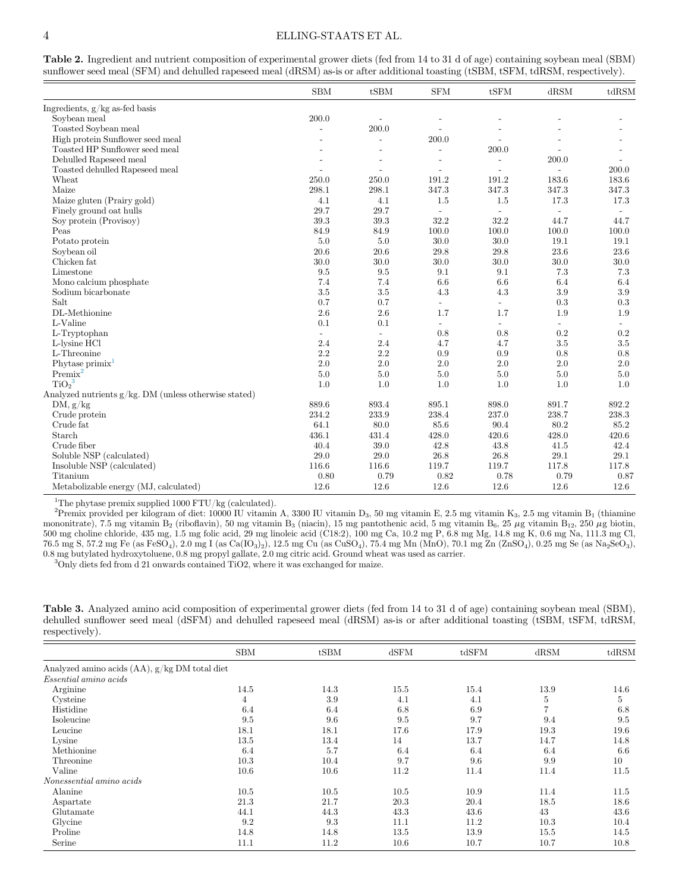**Table 2.** Ingredient and nutrient composition of experimental grower diets (fed from 14 to 31 d of age) containing soybean meal (SBM) sunflower seed meal (SFM) and dehulled rapeseed meal (dRSM) as-is or after additional toasting (tSBM, tSFM, tdRSM, respectively).

| | SBM | tSBM | SFM | tSFM | dRSM | tdRSM |
|---|---|---|---|---|---|---|
| Ingredients, g/kg as-fed basis | | | | | | |
| Soybean meal | 200.0 | - | - | - | - | - |
| Toasted Soybean meal | - | 200.0 | - | - | - | - |
| High protein Sunflower seed meal | - | - | 200.0 | - | - | - |
| Toasted HP Sunflower seed meal | - | - | - | 200.0 | - | - |
| Dehulled Rapeseed meal | - | - | - | - | 200.0 | - |
| Toasted dehulled Rapeseed meal | - | - | - | - | - | 200.0 |
| Wheat | 250.0 | 250.0 | 191.2 | 191.2 | 183.6 | 183.6 |
| Maize | 298.1 | 298.1 | 347.3 | 347.3 | 347.3 | 347.3 |
| Maize gluten (Prairy gold) | 4.1 | 4.1 | 1.5 | 1.5 | 17.3 | 17.3 |
| Finely ground oat hulls | 29.7 | 29.7 | - | - | - | - |
| Soy protein (Provisoy) | 39.3 | 39.3 | 32.2 | 32.2 | 44.7 | 44.7 |
| Peas | 84.9 | 84.9 | 100.0 | 100.0 | 100.0 | 100.0 |
| Potato protein | 5.0 | 5.0 | 30.0 | 30.0 | 19.1 | 19.1 |
| Soybean oil | 20.6 | 20.6 | 29.8 | 29.8 | 23.6 | 23.6 |
| Chicken fat | 30.0 | 30.0 | 30.0 | 30.0 | 30.0 | 30.0 |
| Limestone | 9.5 | 9.5 | 9.1 | 9.1 | 7.3 | 7.3 |
| Mono calcium phosphate | 7.4 | 7.4 | 6.6 | 6.6 | 6.4 | 6.4 |
| Sodium bicarbonate | 3.5 | 3.5 | 4.3 | 4.3 | 3.9 | 3.9 |
| Salt | 0.7 | 0.7 | - | - | 0.3 | 0.3 |
| DL-Methionine | 2.6 | 2.6 | 1.7 | 1.7 | 1.9 | 1.9 |
| L-Valine | 0.1 | 0.1 | - | - | - | - |
| L-Tryptophan | - | - | 0.8 | 0.8 | 0.2 | 0.2 |
| L-lysine HCl | 2.4 | 2.4 | 4.7 | 4.7 | 3.5 | 3.5 |
| L-Threonine | 2.2 | 2.2 | 0.9 | 0.9 | 0.8 | 0.8 |
| Phytase primix[1] | 2.0 | 2.0 | 2.0 | 2.0 | 2.0 | 2.0 |
| Premix[2] | 5.0 | 5.0 | 5.0 | 5.0 | 5.0 | 5.0 |
| $TiO_2$[3] | 1.0 | 1.0 | 1.0 | 1.0 | 1.0 | 1.0 |
| Analyzed nutrients g/kg. DM (unless otherwise stated) | | | | | | |
| DM, g/kg | 889.6 | 893.4 | 895.1 | 898.0 | 891.7 | 892.2 |
| Crude protein | 234.2 | 233.9 | 238.4 | 237.0 | 238.7 | 238.3 |
| Crude fat | 64.1 | 80.0 | 85.6 | 90.4 | 80.2 | 85.2 |
| Starch | 436.1 | 431.4 | 428.0 | 420.6 | 428.0 | 420.6 |
| Crude fiber | 40.4 | 39.0 | 42.8 | 43.8 | 41.5 | 42.4 |
| Soluble NSP (calculated) | 29.0 | 29.0 | 26.8 | 26.8 | 29.1 | 29.1 |
| Insoluble NSP (calculated) | 116.6 | 116.6 | 119.7 | 119.7 | 117.8 | 117.8 |
| Titanium | 0.80 | 0.79 | 0.82 | 0.78 | 0.79 | 0.87 |
| Metabolizable energy (MJ, calculated) | 12.6 | 12.6 | 12.6 | 12.6 | 12.6 | 12.6 |

[1]The phytase premix supplied 1000 FTU/kg (calculated).

[2]Premix provided per kilogram of diet: 10000 IU vitamin A, 3300 IU vitamin $D_3$, 50 mg vitamin E, 2.5 mg vitamin $K_3$, 2.5 mg vitamin $B_1$ (thiamine mononitrate), 7.5 mg vitamin $B_2$ (riboflavin), 50 mg vitamin $B_3$ (niacin), 15 mg pantothenic acid, 5 mg vitamin $B_6$, 25 μg vitamin $B_{12}$, 250 μg biotin, 500 mg choline chloride, 435 mg, 1.5 mg folic acid, 29 mg linoleic acid (C18:2), 100 mg Ca, 10.2 mg P, 6.8 mg Mg, 14.8 mg K, 0.6 mg Na, 111.3 mg Cl, 76.5 mg S, 57.2 mg Fe (as $FeSO_4$), 2.0 mg I (as $Ca(IO_3)_2$), 12.5 mg Cu (as $CuSO_4$), 75.4 mg Mn (MnO), 70.1 mg Zn ($ZnSO_4$), 0.25 mg Se (as $Na_2SeO_3$), 0.8 mg butylated hydroxytoluene, 0.8 mg propyl gallate, 2.0 mg citric acid. Ground wheat was used as carrier.

[3]Only diets fed from d 21 onwards contained TiO2, where it was exchanged for maize.

**Table 3.** Analyzed amino acid composition of experimental grower diets (fed from 14 to 31 d of age) containing soybean meal (SBM), dehulled sunflower seed meal (dSFM) and dehulled rapeseed meal (dRSM) as-is or after additional toasting (tSBM, tSFM, tdRSM, respectively).

| | SBM | tSBM | dSFM | tdSFM | dRSM | tdRSM |
|---|---|---|---|---|---|---|
| Analyzed amino acids (AA), g/kg DM total diet | | | | | | |
| *Essential amino acids* | | | | | | |
| Arginine | 14.5 | 14.3 | 15.5 | 15.4 | 13.9 | 14.6 |
| Cysteine | 4 | 3.9 | 4.1 | 4.1 | 5 | 5 |
| Histidine | 6.4 | 6.4 | 6.8 | 6.9 | 7 | 6.8 |
| Isoleucine | 9.5 | 9.6 | 9.5 | 9.7 | 9.4 | 9.5 |
| Leucine | 18.1 | 18.1 | 17.6 | 17.9 | 19.3 | 19.6 |
| Lysine | 13.5 | 13.4 | 14 | 13.7 | 14.7 | 14.8 |
| Methionine | 6.4 | 5.7 | 6.4 | 6.4 | 6.4 | 6.6 |
| Threonine | 10.3 | 10.4 | 9.7 | 9.6 | 9.9 | 10 |
| Valine | 10.6 | 10.6 | 11.2 | 11.4 | 11.4 | 11.5 |
| *Nonessential amino acids* | | | | | | |
| Alanine | 10.5 | 10.5 | 10.5 | 10.9 | 11.4 | 11.5 |
| Aspartate | 21.3 | 21.7 | 20.3 | 20.4 | 18.5 | 18.6 |
| Glutamate | 44.1 | 44.3 | 43.3 | 43.6 | 43 | 43.6 |
| Glycine | 9.2 | 9.3 | 11.1 | 11.2 | 10.3 | 10.4 |
| Proline | 14.8 | 14.8 | 13.5 | 13.9 | 15.5 | 14.5 |
| Serine | 11.1 | 11.2 | 10.6 | 10.7 | 10.7 | 10.8 |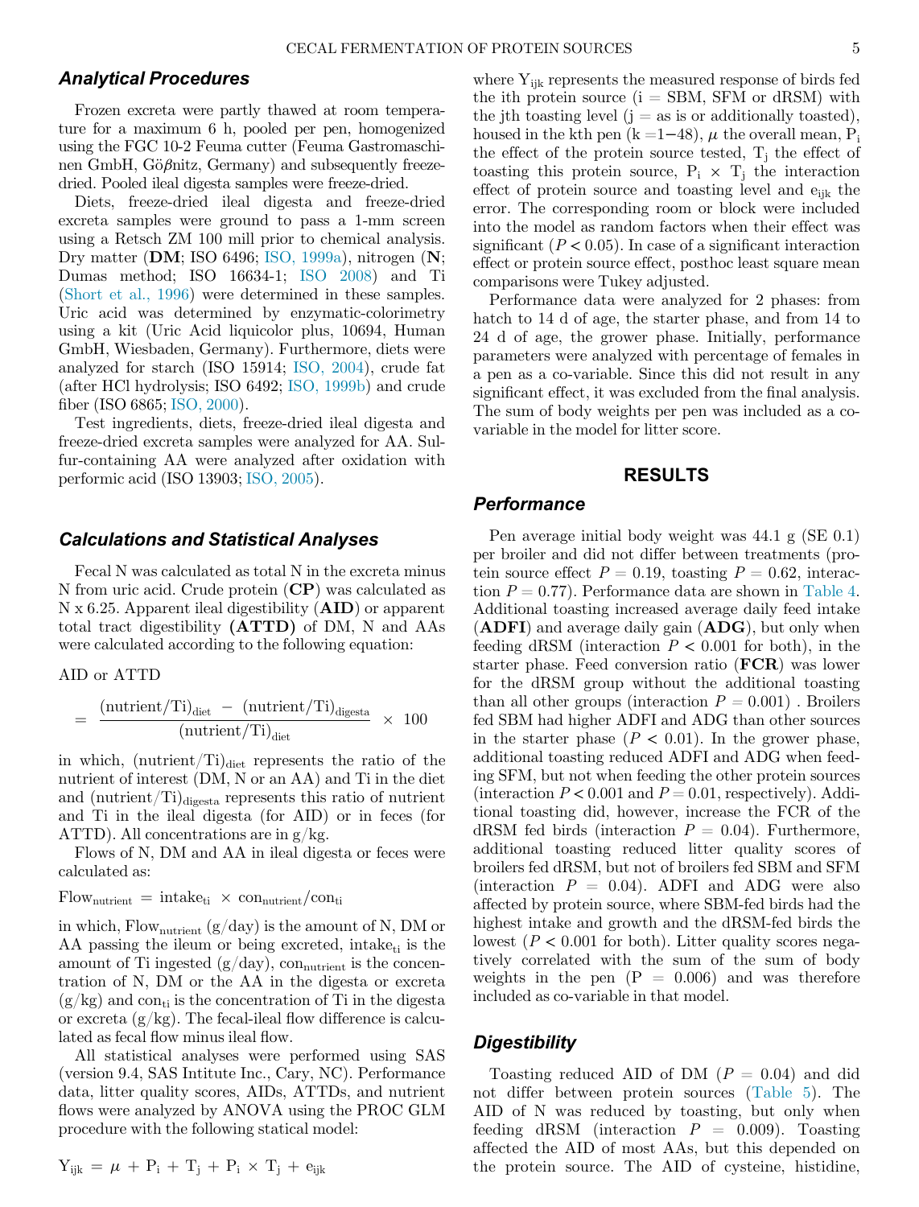### Analytical Procedures

Frozen excreta were partly thawed at room temperature for a maximum 6 h, pooled per pen, homogenized using the FGC 10-2 Feuma cutter (Feuma Gastromaschinen GmbH, Gößnitz, Germany) and subsequently freeze-dried. Pooled ileal digesta samples were freeze-dried.

Diets, freeze-dried ileal digesta and freeze-dried excreta samples were ground to pass a 1-mm screen using a Retsch ZM 100 mill prior to chemical analysis. Dry matter (**DM**; ISO 6496; ISO, 1999a), nitrogen (**N**; Dumas method; ISO 16634-1; ISO 2008) and Ti (Short et al., 1996) were determined in these samples. Uric acid was determined by enzymatic-colorimetry using a kit (Uric Acid liquicolor plus, 10694, Human GmbH, Wiesbaden, Germany). Furthermore, diets were analyzed for starch (ISO 15914; ISO, 2004), crude fat (after HCl hydrolysis; ISO 6492; ISO, 1999b) and crude fiber (ISO 6865; ISO, 2000).

Test ingredients, diets, freeze-dried ileal digesta and freeze-dried excreta samples were analyzed for AA. Sulfur-containing AA were analyzed after oxidation with performic acid (ISO 13903; ISO, 2005).

### Calculations and Statistical Analyses

Fecal N was calculated as total N in the excreta minus N from uric acid. Crude protein (**CP**) was calculated as N x 6.25. Apparent ileal digestibility (**AID**) or apparent total tract digestibility **(ATTD)** of DM, N and AAs were calculated according to the following equation:

$$\text{AID or ATTD} = \frac{(\text{nutrient/Ti})_{\text{diet}} - (\text{nutrient/Ti})_{\text{digesta}}}{(\text{nutrient/Ti})_{\text{diet}}} \times 100$$

in which, $(\text{nutrient/Ti})_{\text{diet}}$ represents the ratio of the nutrient of interest (DM, N or an AA) and Ti in the diet and $(\text{nutrient/Ti})_{\text{digesta}}$ represents this ratio of nutrient and Ti in the ileal digesta (for AID) or in feces (for ATTD). All concentrations are in g/kg.

Flows of N, DM and AA in ileal digesta or feces were calculated as:

$$\text{Flow}_{\text{nutrient}} = \text{intake}_{\text{ti}} \times \text{con}_{\text{nutrient}}/\text{con}_{\text{ti}}$$

in which, $\text{Flow}_{\text{nutrient}}$ (g/day) is the amount of N, DM or AA passing the ileum or being excreted, $\text{intake}_{\text{ti}}$ is the amount of Ti ingested (g/day), $\text{con}_{\text{nutrient}}$ is the concentration of N, DM or the AA in the digesta or excreta (g/kg) and $\text{con}_{\text{ti}}$ is the concentration of Ti in the digesta or excreta (g/kg). The fecal-ileal flow difference is calculated as fecal flow minus ileal flow.

All statistical analyses were performed using SAS (version 9.4, SAS Intitute Inc., Cary, NC). Performance data, litter quality scores, AIDs, ATTDs, and nutrient flows were analyzed by ANOVA using the PROC GLM procedure with the following statical model:

$$Y_{ijk} = \mu + P_i + T_j + P_i \times T_j + e_{ijk}$$

where $Y_{ijk}$ represents the measured response of birds fed the ith protein source (i = SBM, SFM or dRSM) with the jth toasting level (j = as is or additionally toasted), housed in the kth pen (k =1−48), $\mu$ the overall mean, $P_i$ the effect of the protein source tested, $T_j$ the effect of toasting this protein source, $P_i \times T_j$ the interaction effect of protein source and toasting level and $e_{ijk}$ the error. The corresponding room or block were included into the model as random factors when their effect was significant ($P < 0.05$). In case of a significant interaction effect or protein source effect, posthoc least square mean comparisons were Tukey adjusted.

Performance data were analyzed for 2 phases: from hatch to 14 d of age, the starter phase, and from 14 to 24 d of age, the grower phase. Initially, performance parameters were analyzed with percentage of females in a pen as a co-variable. Since this did not result in any significant effect, it was excluded from the final analysis. The sum of body weights per pen was included as a co-variable in the model for litter score.

## RESULTS

### Performance

Pen average initial body weight was 44.1 g (SE 0.1) per broiler and did not differ between treatments (protein source effect $P = 0.19$, toasting $P = 0.62$, interaction $P = 0.77$). Performance data are shown in Table 4. Additional toasting increased average daily feed intake (**ADFI**) and average daily gain (**ADG**), but only when feeding dRSM (interaction $P < 0.001$ for both), in the starter phase. Feed conversion ratio (**FCR**) was lower for the dRSM group without the additional toasting than all other groups (interaction $P = 0.001$) . Broilers fed SBM had higher ADFI and ADG than other sources in the starter phase ($P < 0.01$). In the grower phase, additional toasting reduced ADFI and ADG when feeding SFM, but not when feeding the other protein sources (interaction $P < 0.001$ and $P = 0.01$, respectively). Additional toasting did, however, increase the FCR of the dRSM fed birds (interaction $P = 0.04$). Furthermore, additional toasting reduced litter quality scores of broilers fed dRSM, but not of broilers fed SBM and SFM (interaction $P = 0.04$). ADFI and ADG were also affected by protein source, where SBM-fed birds had the highest intake and growth and the dRSM-fed birds the lowest ($P < 0.001$ for both). Litter quality scores negatively correlated with the sum of the sum of body weights in the pen ($P = 0.006$) and was therefore included as co-variable in that model.

### Digestibility

Toasting reduced AID of DM ($P = 0.04$) and did not differ between protein sources (Table 5). The AID of N was reduced by toasting, but only when feeding dRSM (interaction $P = 0.009$). Toasting affected the AID of most AAs, but this depended on the protein source. The AID of cysteine, histidine,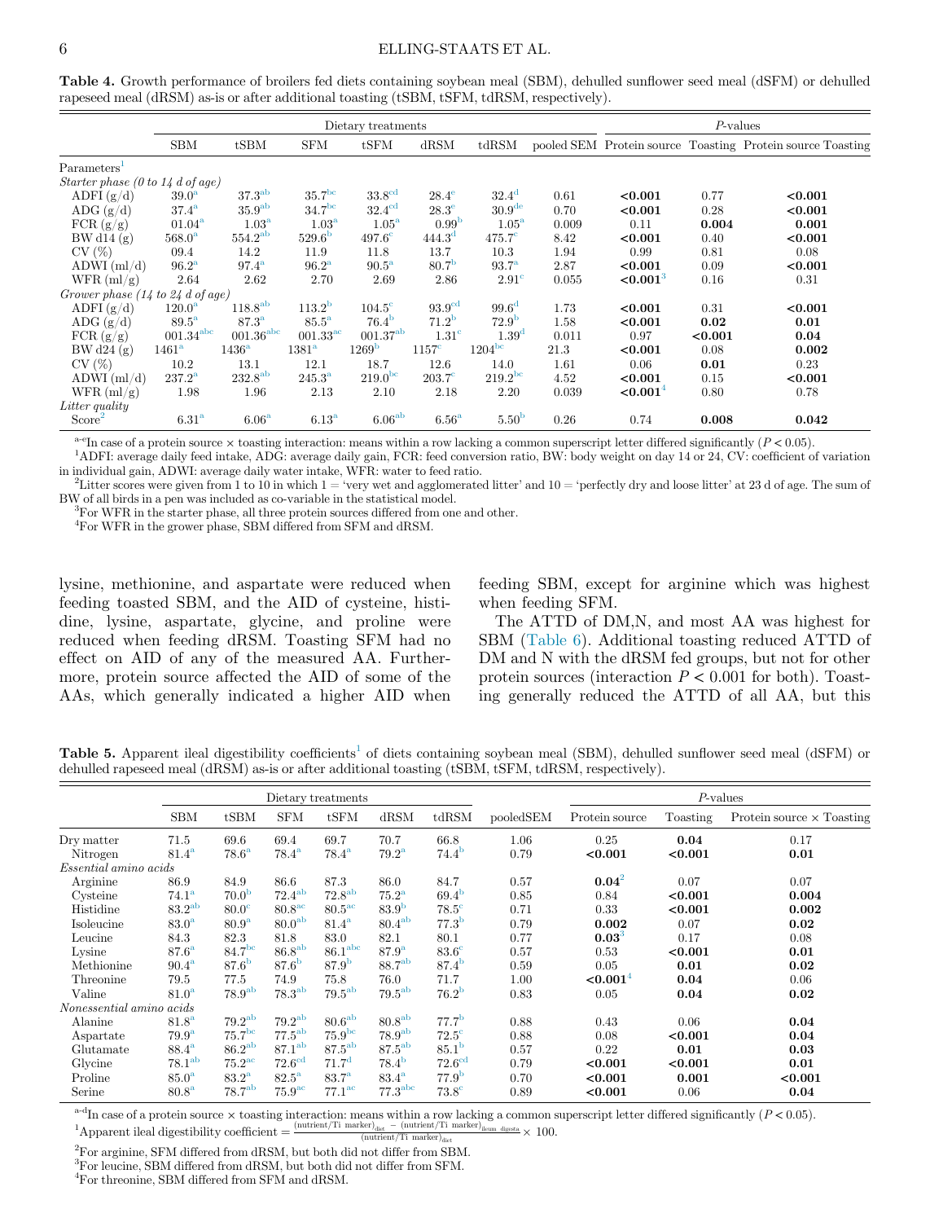**Table 4.** Growth performance of broilers fed diets containing soybean meal (SBM), dehulled sunflower seed meal (dSFM) or dehulled rapeseed meal (dRSM) as-is or after additional toasting (tSBM, tSFM, tdRSM, respectively).

| | Dietary treatments | | | | | | | *P*-values | | |
|---|---|---|---|---|---|---|---|---|---|---|
| | SBM | tSBM | SFM | tSFM | dRSM | tdRSM | pooled SEM | Protein source | Toasting | Protein source Toasting |
| Parameters[1] | | | | | | | | | | |
| *Starter phase (0 to 14 d of age)* | | | | | | | | | | |
| ADFI (g/d) | 39.0[a] | 37.3[ab] | 35.7[bc] | 33.8[cd] | 28.4[e] | 32.4[d] | 0.61 | **<0.001** | 0.77 | **<0.001** |
| ADG (g/d) | 37.4[a] | 35.9[ab] | 34.7[bc] | 32.4[cd] | 28.3[e] | 30.9[de] | 0.70 | **<0.001** | 0.28 | **<0.001** |
| FCR (g/g) | 01.04[a] | 1.03[a] | 1.03[a] | 1.05[a] | 0.99[b] | 1.05[a] | 0.009 | 0.11 | **0.004** | **0.001** |
| BW d14 (g) | 568.0[a] | 554.2[ab] | 529.6[b] | 497.6[c] | 444.3[d] | 475.7[c] | 8.42 | **<0.001** | 0.40 | **<0.001** |
| CV (%) | 09.4 | 14.2 | 11.9 | 11.8 | 13.7 | 10.3 | 1.94 | 0.99 | 0.81 | 0.08 |
| ADWI (ml/d) | 96.2[a] | 97.4[a] | 96.2[a] | 90.5[a] | 80.7[b] | 93.7[a] | 2.87 | **<0.001** | 0.09 | **<0.001** |
| WFR (ml/g) | 2.64 | 2.62 | 2.70 | 2.69 | 2.86 | 2.91[c] | 0.055 | **<0.001**[3] | 0.16 | 0.31 |
| *Grower phase (14 to 24 d of age)* | | | | | | | | | | |
| ADFI (g/d) | 120.0[a] | 118.8[ab] | 113.2[b] | 104.5[c] | 93.9[cd] | 99.6[d] | 1.73 | **<0.001** | 0.31 | **<0.001** |
| ADG (g/d) | 89.5[a] | 87.3[a] | 85.5[a] | 76.4[b] | 71.2[b] | 72.9[b] | 1.58 | **<0.001** | **0.02** | **0.01** |
| FCR (g/g) | 001.34[abc] | 001.36[abc] | 001.33[ac] | 001.37[ab] | 1.31[c] | 1.39[d] | 0.011 | 0.97 | **<0.001** | **0.04** |
| BW d24 (g) | 1461[a] | 1436[a] | 1381[a] | 1269[b] | 1157[c] | 1204[bc] | 21.3 | **<0.001** | 0.08 | **0.002** |
| CV (%) | 10.2 | 13.1 | 12.1 | 18.7 | 12.6 | 14.0 | 1.61 | 0.06 | **0.01** | 0.23 |
| ADWI (ml/d) | 237.2[a] | 232.8[ab] | 245.3[a] | 219.0[bc] | 203.7[c] | 219.2[bc] | 4.52 | **<0.001** | 0.15 | **<0.001** |
| WFR (ml/g) | 1.98 | 1.96 | 2.13 | 2.10 | 2.18 | 2.20 | 0.039 | **<0.001**[4] | 0.80 | 0.78 |
| *Litter quality* | | | | | | | | | | |
| Score[2] | 6.31[a] | 6.06[a] | 6.13[a] | 6.06[ab] | 6.56[a] | 5.50[b] | 0.26 | 0.74 | **0.008** | **0.042** |

[a-e]In case of a protein source × toasting interaction: means within a row lacking a common superscript letter differed significantly ($P < 0.05$).
[1]ADFI: average daily feed intake, ADG: average daily gain, FCR: feed conversion ratio, BW: body weight on day 14 or 24, CV: coefficient of variation in individual gain, ADWI: average daily water intake, WFR: water to feed ratio.
[2]Litter scores were given from 1 to 10 in which 1 = 'very wet and agglomerated litter' and 10 = 'perfectly dry and loose litter' at 23 d of age. The sum of BW of all birds in a pen was included as co-variable in the statistical model.
[3]For WFR in the starter phase, all three protein sources differed from one and other.
[4]For WFR in the grower phase, SBM differed from SFM and dRSM.

lysine, methionine, and aspartate were reduced when feeding toasted SBM, and the AID of cysteine, histidine, lysine, aspartate, glycine, and proline were reduced when feeding dRSM. Toasting SFM had no effect on AID of any of the measured AA. Furthermore, protein source affected the AID of some of the AAs, which generally indicated a higher AID when feeding SBM, except for arginine which was highest when feeding SFM.

The ATTD of DM,N, and most AA was highest for SBM (Table 6). Additional toasting reduced ATTD of DM and N with the dRSM fed groups, but not for other protein sources (interaction $P < 0.001$ for both). Toasting generally reduced the ATTD of all AA, but this

**Table 5.** Apparent ileal digestibility coefficients[1] of diets containing soybean meal (SBM), dehulled sunflower seed meal (dSFM) or dehulled rapeseed meal (dRSM) as-is or after additional toasting (tSBM, tSFM, tdRSM, respectively).

| | Dietary treatments | | | | | | | *P*-values | | |
|---|---|---|---|---|---|---|---|---|---|---|
| | SBM | tSBM | SFM | tSFM | dRSM | tdRSM | pooledSEM | Protein source | Toasting | Protein source × Toasting |
| Dry matter | 71.5 | 69.6 | 69.4 | 69.7 | 70.7 | 66.8 | 1.06 | 0.25 | **0.04** | 0.17 |
| Nitrogen | 81.4[a] | 78.6[a] | 78.4[a] | 78.4[a] | 79.2[a] | 74.4[b] | 0.79 | **<0.001** | **<0.001** | **0.01** |
| *Essential amino acids* | | | | | | | | | | |
| Arginine | 86.9 | 84.9 | 86.6 | 87.3 | 86.0 | 84.7 | 0.57 | **0.04**[2] | 0.07 | 0.07 |
| Cysteine | 74.1[a] | 70.0[b] | 72.4[ab] | 72.8[ab] | 75.2[a] | 69.4[b] | 0.85 | 0.84 | **<0.001** | **0.004** |
| Histidine | 83.2[ab] | 80.0[c] | 80.8[ac] | 80.5[ac] | 83.9[b] | 78.5[c] | 0.71 | 0.33 | **<0.001** | **0.002** |
| Isoleucine | 83.0[a] | 80.9[a] | 80.0[ab] | 81.4[a] | 80.4[ab] | 77.3[b] | 0.79 | **0.002** | 0.07 | **0.02** |
| Leucine | 84.3 | 82.3 | 81.8 | 83.0 | 82.1 | 80.1 | 0.77 | **0.03**[3] | 0.17 | 0.08 |
| Lysine | 87.6[a] | 84.7[bc] | 86.8[ab] | 86.1[abc] | 87.9[a] | 83.6[c] | 0.57 | 0.53 | **<0.001** | **0.01** |
| Methionine | 90.4[a] | 87.6[b] | 87.6[b] | 87.9[b] | 88.7[ab] | 87.4[b] | 0.59 | 0.05 | **0.01** | **0.02** |
| Threonine | 79.5 | 77.5 | 74.9 | 75.8 | 76.0 | 71.7 | 1.00 | **<0.001**[4] | **0.04** | 0.06 |
| Valine | 81.0[a] | 78.9[ab] | 78.3[ab] | 79.5[ab] | 79.5[ab] | 76.2[b] | 0.83 | 0.05 | **0.04** | **0.02** |
| *Nonessential amino acids* | | | | | | | | | | |
| Alanine | 81.8[a] | 79.2[ab] | 79.2[ab] | 80.6[ab] | 80.8[ab] | 77.7[b] | 0.88 | 0.43 | 0.06 | **0.04** |
| Aspartate | 79.9[a] | 75.7[bc] | 77.5[ab] | 75.9[bc] | 78.9[ab] | 72.5[c] | 0.88 | 0.08 | **<0.001** | **0.04** |
| Glutamate | 88.4[a] | 86.2[ab] | 87.1[ab] | 87.5[ab] | 87.5[ab] | 85.1[b] | 0.57 | 0.22 | **0.01** | **0.03** |
| Glycine | 78.1[ab] | 75.2[ac] | 72.6[cd] | 71.7[d] | 78.4[b] | 72.6[cd] | 0.79 | **<0.001** | **<0.001** | **0.01** |
| Proline | 85.0[a] | 83.2[a] | 82.5[a] | 83.7[a] | 83.4[a] | 77.9[b] | 0.70 | **<0.001** | **0.001** | **<0.001** |
| Serine | 80.8[a] | 78.7[ab] | 75.9[ac] | 77.1[ac] | 77.3[abc] | 73.8[c] | 0.89 | **<0.001** | 0.06 | **0.04** |

[a-d]In case of a protein source × toasting interaction: means within a row lacking a common superscript letter differed significantly ($P < 0.05$).
[1]Apparent ileal digestibility coefficient = $\frac{(\text{nutrient/Ti marker})_{\text{diet}} - (\text{nutrient/Ti marker})_{\text{ileum digesta}}}{(\text{nutrient/Ti marker})_{\text{diet}}} \times 100$.
[2]For arginine, SFM differed from dRSM, but both did not differ from SBM.
[3]For leucine, SBM differed from dRSM, but both did not differ from SFM.
[4]For threonine, SBM differed from SFM and dRSM.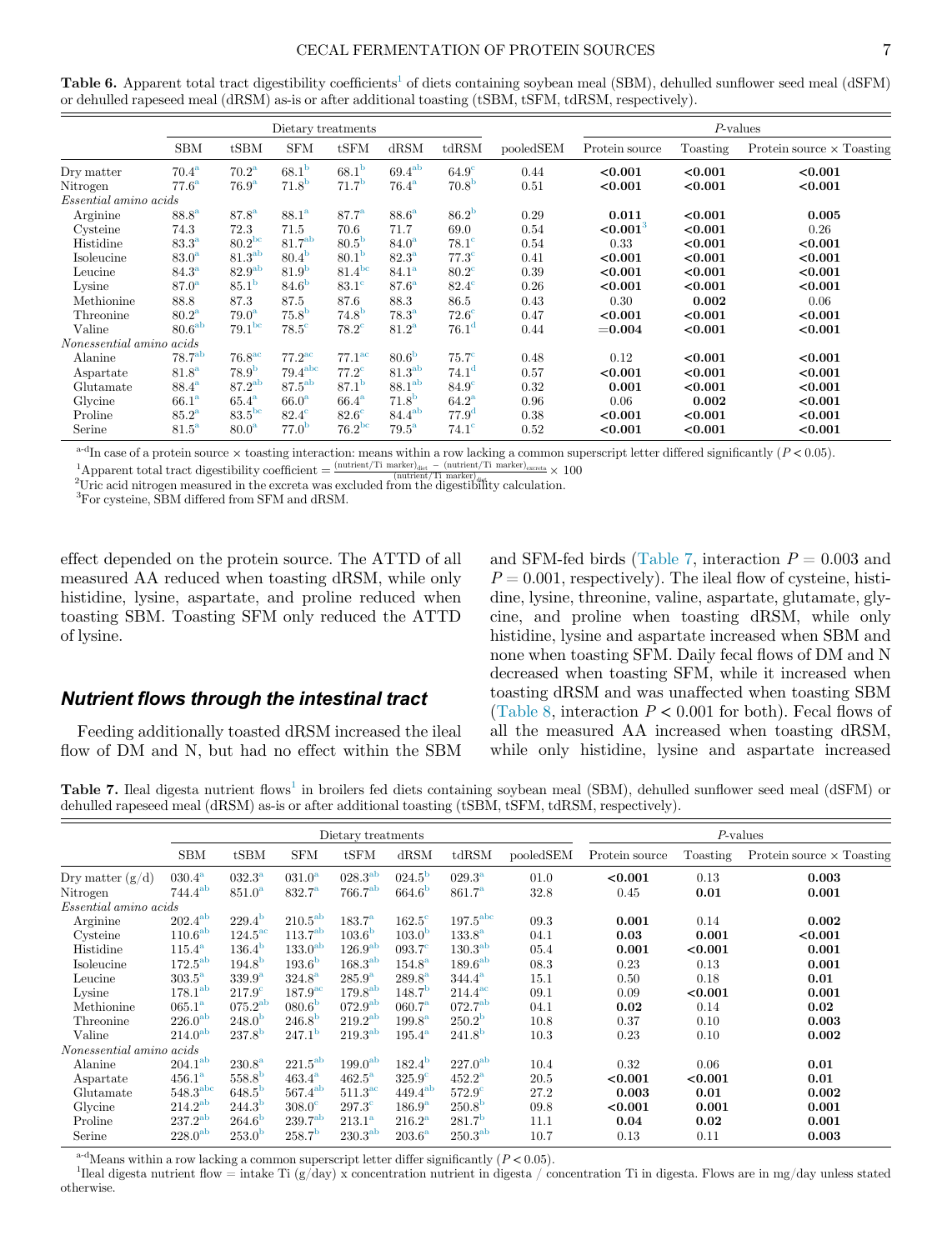**Table 6.** Apparent total tract digestibility coefficients[1] of diets containing soybean meal (SBM), dehulled sunflower seed meal (dSFM) or dehulled rapeseed meal (dRSM) as-is or after additional toasting (tSBM, tSFM, tdRSM, respectively).

| | Dietary treatments | | | | | | | *P*-values | | |
|---|---|---|---|---|---|---|---|---|---|---|
| | SBM | tSBM | SFM | tSFM | dRSM | tdRSM | pooledSEM | Protein source | Toasting | Protein source × Toasting |
| Dry matter | 70.4[a] | 70.2[a] | 68.1[b] | 68.1[b] | 69.4[ab] | 64.9[c] | 0.44 | **<0.001** | **<0.001** | **<0.001** |
| Nitrogen | 77.6[a] | 76.9[a] | 71.8[b] | 71.7[b] | 76.4[a] | 70.8[b] | 0.51 | **<0.001** | **<0.001** | **<0.001** |
| *Essential amino acids* | | | | | | | | | | |
| Arginine | 88.8[a] | 87.8[a] | 88.1[a] | 87.7[a] | 88.6[a] | 86.2[b] | 0.29 | **0.011** | **<0.001** | **0.005** |
| Cysteine | 74.3 | 72.3 | 71.5 | 70.6 | 71.7 | 69.0 | 0.54 | **<0.001**[3] | **<0.001** | 0.26 |
| Histidine | 83.3[a] | 80.2[bc] | 81.7[ab] | 80.5[b] | 84.0[a] | 78.1[c] | 0.54 | 0.33 | **<0.001** | **<0.001** |
| Isoleucine | 83.0[a] | 81.3[ab] | 80.4[b] | 80.1[b] | 82.3[a] | 77.3[c] | 0.41 | **<0.001** | **<0.001** | **<0.001** |
| Leucine | 84.3[a] | 82.9[ab] | 81.9[b] | 81.4[bc] | 84.1[a] | 80.2[c] | 0.39 | **<0.001** | **<0.001** | **<0.001** |
| Lysine | 87.0[a] | 85.1[b] | 84.6[b] | 83.1[c] | 87.6[a] | 82.4[c] | 0.26 | **<0.001** | **<0.001** | **<0.001** |
| Methionine | 88.8 | 87.3 | 87.5 | 87.6 | 88.3 | 86.5 | 0.43 | 0.30 | **0.002** | 0.06 |
| Threonine | 80.2[a] | 79.0[a] | 75.8[b] | 74.8[b] | 78.3[a] | 72.6[c] | 0.47 | **<0.001** | **<0.001** | **<0.001** |
| Valine | 80.6[ab] | 79.1[bc] | 78.5[c] | 78.2[c] | 81.2[a] | 76.1[d] | 0.44 | **=0.004** | **<0.001** | **<0.001** |
| *Nonessential amino acids* | | | | | | | | | | |
| Alanine | 78.7[ab] | 76.8[ac] | 77.2[ac] | 77.1[ac] | 80.6[b] | 75.7[c] | 0.48 | 0.12 | **<0.001** | **<0.001** |
| Aspartate | 81.8[a] | 78.9[b] | 79.4[abc] | 77.2[c] | 81.3[ab] | 74.1[d] | 0.57 | **<0.001** | **<0.001** | **<0.001** |
| Glutamate | 88.4[a] | 87.2[ab] | 87.5[ab] | 87.1[b] | 88.1[ab] | 84.9[c] | 0.32 | **0.001** | **<0.001** | **<0.001** |
| Glycine | 66.1[a] | 65.4[a] | 66.0[a] | 66.4[a] | 71.8[b] | 64.2[a] | 0.96 | 0.06 | **0.002** | **<0.001** |
| Proline | 85.2[a] | 83.5[bc] | 82.4[c] | 82.6[c] | 84.4[ab] | 77.9[d] | 0.38 | **<0.001** | **<0.001** | **<0.001** |
| Serine | 81.5[a] | 80.0[a] | 77.0[b] | 76.2[bc] | 79.5[a] | 74.1[c] | 0.52 | **<0.001** | **<0.001** | **<0.001** |

[a-d]In case of a protein source × toasting interaction: means within a row lacking a common superscript letter differed significantly ($P < 0.05$).

[1]Apparent total tract digestibility coefficient $= \frac{(\text{nutrient/Ti marker})_{\text{diet}} - (\text{nutrient/Ti marker})_{\text{excreta}}}{(\text{nutrient/Ti marker})_{\text{diet}}} \times 100$

[2]Uric acid nitrogen measured in the excreta was excluded from the digestibility calculation.

[3]For cysteine, SBM differed from SFM and dRSM.

effect depended on the protein source. The ATTD of all measured AA reduced when toasting dRSM, while only histidine, lysine, aspartate, and proline reduced when toasting SBM. Toasting SFM only reduced the ATTD of lysine.

## *Nutrient flows through the intestinal tract*

Feeding additionally toasted dRSM increased the ileal flow of DM and N, but had no effect within the SBM and SFM-fed birds (Table 7, interaction $P = 0.003$ and $P = 0.001$, respectively). The ileal flow of cysteine, histidine, lysine, threonine, valine, aspartate, glutamate, glycine, and proline when toasting dRSM, while only histidine, lysine and aspartate increased when SBM and none when toasting SFM. Daily fecal flows of DM and N decreased when toasting SFM, while it increased when toasting dRSM and was unaffected when toasting SBM (Table 8, interaction $P < 0.001$ for both). Fecal flows of all the measured AA increased when toasting dRSM, while only histidine, lysine and aspartate increased

**Table 7.** Ileal digesta nutrient flows[1] in broilers fed diets containing soybean meal (SBM), dehulled sunflower seed meal (dSFM) or dehulled rapeseed meal (dRSM) as-is or after additional toasting (tSBM, tSFM, tdRSM, respectively).

| | Dietary treatments | | | | | | | *P*-values | | |
|---|---|---|---|---|---|---|---|---|---|---|
| | SBM | tSBM | SFM | tSFM | dRSM | tdRSM | pooledSEM | Protein source | Toasting | Protein source × Toasting |
| Dry matter (g/d) | 030.4[a] | 032.3[a] | 031.0[a] | 028.3[ab] | 024.5[b] | 029.3[a] | 01.0 | **<0.001** | 0.13 | **0.003** |
| Nitrogen | 744.4[ab] | 851.0[a] | 832.7[a] | 766.7[ab] | 664.6[b] | 861.7[a] | 32.8 | 0.45 | **0.01** | **0.001** |
| *Essential amino acids* | | | | | | | | | | |
| Arginine | 202.4[ab] | 229.4[b] | 210.5[ab] | 183.7[a] | 162.5[c] | 197.5[abc] | 09.3 | **0.001** | 0.14 | **0.002** |
| Cysteine | 110.6[ab] | 124.5[ac] | 113.7[ab] | 103.6[b] | 103.0[b] | 133.8[a] | 04.1 | **0.03** | **0.001** | **<0.001** |
| Histidine | 115.4[a] | 136.4[b] | 133.0[ab] | 126.9[ab] | 093.7[c] | 130.3[ab] | 05.4 | **0.001** | **<0.001** | **0.001** |
| Isoleucine | 172.5[ab] | 194.8[b] | 193.6[b] | 168.3[ab] | 154.8[a] | 189.6[ab] | 08.3 | 0.23 | 0.13 | **0.001** |
| Leucine | 303.5[a] | 339.9[a] | 324.8[a] | 285.9[a] | 289.8[a] | 344.4[a] | 15.1 | 0.50 | 0.18 | **0.01** |
| Lysine | 178.1[ab] | 217.9[c] | 187.9[ac] | 179.8[ab] | 148.7[b] | 214.4[ac] | 09.1 | 0.09 | **<0.001** | **0.001** |
| Methionine | 065.1[a] | 075.2[ab] | 080.6[b] | 072.9[ab] | 060.7[a] | 072.7[ab] | 04.1 | **0.02** | 0.14 | **0.02** |
| Threonine | 226.0[ab] | 248.0[b] | 246.8[b] | 219.2[ab] | 199.8[a] | 250.2[b] | 10.8 | 0.37 | 0.10 | **0.003** |
| Valine | 214.0[ab] | 237.8[b] | 247.1[b] | 219.3[ab] | 195.4[a] | 241.8[b] | 10.3 | 0.23 | 0.10 | **0.002** |
| *Nonessential amino acids* | | | | | | | | | | |
| Alanine | 204.1[ab] | 230.8[a] | 221.5[ab] | 199.0[ab] | 182.4[b] | 227.0[ab] | 10.4 | 0.32 | 0.06 | **0.01** |
| Aspartate | 456.1[a] | 558.8[b] | 463.4[a] | 462.5[a] | 325.9[c] | 452.2[a] | 20.5 | **<0.001** | **<0.001** | **0.01** |
| Glutamate | 548.3[abc] | 648.5[b] | 567.4[ab] | 511.3[ac] | 449.4[ab] | 572.9[c] | 27.2 | **0.003** | **0.01** | **0.002** |
| Glycine | 214.2[ab] | 244.3[b] | 308.0[c] | 297.3[c] | 186.9[a] | 250.8[b] | 09.8 | **<0.001** | **0.001** | **0.001** |
| Proline | 237.2[ab] | 264.6[b] | 239.7[ab] | 213.1[a] | 216.2[a] | 281.7[b] | 11.1 | **0.04** | **0.02** | **0.001** |
| Serine | 228.0[ab] | 253.0[b] | 258.7[b] | 230.3[ab] | 203.6[a] | 250.3[ab] | 10.7 | 0.13 | 0.11 | **0.003** |

[a-d]Means within a row lacking a common superscript letter differ significantly ($P < 0.05$).

[1]Ileal digesta nutrient flow = intake Ti (g/day) x concentration nutrient in digesta / concentration Ti in digesta. Flows are in mg/day unless stated otherwise.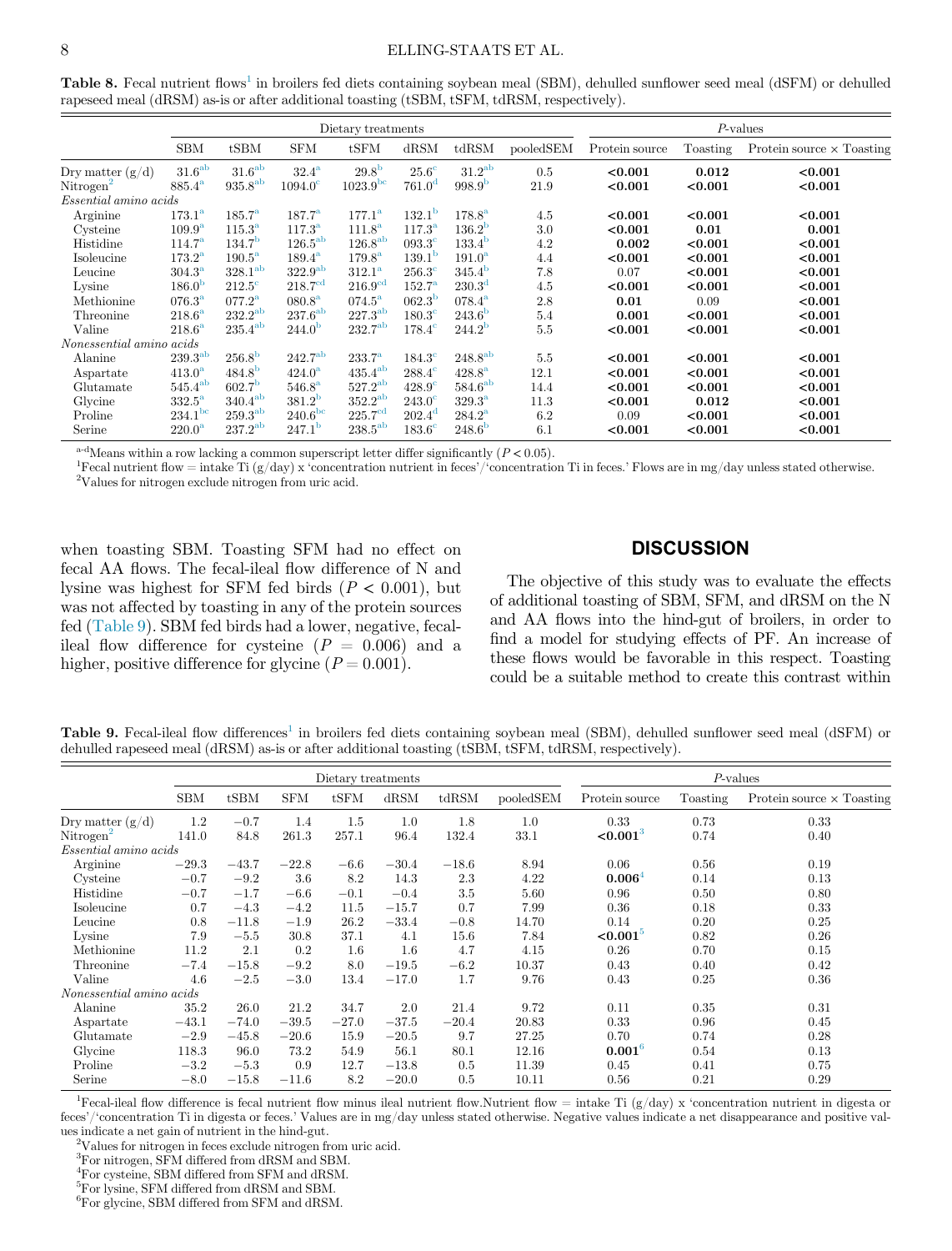**Table 8.** Fecal nutrient flows[1] in broilers fed diets containing soybean meal (SBM), dehulled sunflower seed meal (dSFM) or dehulled rapeseed meal (dRSM) as-is or after additional toasting (tSBM, tSFM, tdRSM, respectively).

| | Dietary treatments | | | | | | | P-values | | |
|---|---|---|---|---|---|---|---|---|---|---|
| | SBM | tSBM | SFM | tSFM | dRSM | tdRSM | pooledSEM | Protein source | Toasting | Protein source × Toasting |
| Dry matter (g/d) | 31.6[ab] | 31.6[ab] | 32.4[a] | 29.8[b] | 25.6[c] | 31.2[ab] | 0.5 | **<0.001** | **0.012** | **<0.001** |
| Nitrogen[2] | 885.4[a] | 935.8[ab] | 1094.0[c] | 1023.9[bc] | 761.0[d] | 998.9[b] | 21.9 | **<0.001** | **<0.001** | **<0.001** |
| *Essential amino acids* | | | | | | | | | | |
| Arginine | 173.1[a] | 185.7[a] | 187.7[a] | 177.1[a] | 132.1[b] | 178.8[a] | 4.5 | **<0.001** | **<0.001** | **<0.001** |
| Cysteine | 109.9[a] | 115.3[a] | 117.3[a] | 111.8[a] | 117.3[a] | 136.2[b] | 3.0 | **<0.001** | **0.01** | **0.001** |
| Histidine | 114.7[a] | 134.7[b] | 126.5[ab] | 126.8[ab] | 093.3[c] | 133.4[b] | 4.2 | **0.002** | **<0.001** | **<0.001** |
| Isoleucine | 173.2[a] | 190.5[a] | 189.4[a] | 179.8[a] | 139.1[b] | 191.0[a] | 4.4 | **<0.001** | **<0.001** | **<0.001** |
| Leucine | 304.3[a] | 328.1[ab] | 322.9[ab] | 312.1[a] | 256.3[c] | 345.4[b] | 7.8 | 0.07 | **<0.001** | **<0.001** |
| Lysine | 186.0[b] | 212.5[c] | 218.7[cd] | 216.9[cd] | 152.7[a] | 230.3[d] | 4.5 | **<0.001** | **<0.001** | **<0.001** |
| Methionine | 076.3[a] | 077.2[a] | 080.8[a] | 074.5[a] | 062.3[b] | 078.4[a] | 2.8 | **0.01** | 0.09 | **<0.001** |
| Threonine | 218.6[a] | 232.2[ab] | 237.6[ab] | 227.3[ab] | 180.3[c] | 243.6[b] | 5.4 | **0.001** | **<0.001** | **<0.001** |
| Valine | 218.6[a] | 235.4[ab] | 244.0[b] | 232.7[ab] | 178.4[c] | 244.2[b] | 5.5 | **<0.001** | **<0.001** | **<0.001** |
| *Nonessential amino acids* | | | | | | | | | | |
| Alanine | 239.3[ab] | 256.8[b] | 242.7[ab] | 233.7[a] | 184.3[c] | 248.8[ab] | 5.5 | **<0.001** | **<0.001** | **<0.001** |
| Aspartate | 413.0[a] | 484.8[b] | 424.0[a] | 435.4[ab] | 288.4[c] | 428.8[a] | 12.1 | **<0.001** | **<0.001** | **<0.001** |
| Glutamate | 545.4[ab] | 602.7[b] | 546.8[a] | 527.2[ab] | 428.9[c] | 584.6[ab] | 14.4 | **<0.001** | **<0.001** | **<0.001** |
| Glycine | 332.5[a] | 340.4[ab] | 381.2[b] | 352.2[ab] | 243.0[c] | 329.3[a] | 11.3 | **<0.001** | **0.012** | **<0.001** |
| Proline | 234.1[bc] | 259.3[ab] | 240.6[bc] | 225.7[cd] | 202.4[d] | 284.2[a] | 6.2 | 0.09 | **<0.001** | **<0.001** |
| Serine | 220.0[a] | 237.2[ab] | 247.1[b] | 238.5[ab] | 183.6[c] | 248.6[b] | 6.1 | **<0.001** | **<0.001** | **<0.001** |

[a-d]Means within a row lacking a common superscript letter differ significantly ($P < 0.05$).
[1]Fecal nutrient flow = intake Ti (g/day) x 'concentration nutrient in feces'/'concentration Ti in feces.' Flows are in mg/day unless stated otherwise.
[2]Values for nitrogen exclude nitrogen from uric acid.

when toasting SBM. Toasting SFM had no effect on fecal AA flows. The fecal-ileal flow difference of N and lysine was highest for SFM fed birds ($P < 0.001$), but was not affected by toasting in any of the protein sources fed (Table 9). SBM fed birds had a lower, negative, fecal-ileal flow difference for cysteine ($P = 0.006$) and a higher, positive difference for glycine ($P = 0.001$).

## DISCUSSION

The objective of this study was to evaluate the effects of additional toasting of SBM, SFM, and dRSM on the N and AA flows into the hind-gut of broilers, in order to find a model for studying effects of PF. An increase of these flows would be favorable in this respect. Toasting could be a suitable method to create this contrast within

**Table 9.** Fecal-ileal flow differences[1] in broilers fed diets containing soybean meal (SBM), dehulled sunflower seed meal (dSFM) or dehulled rapeseed meal (dRSM) as-is or after additional toasting (tSBM, tSFM, tdRSM, respectively).

| | Dietary treatments | | | | | | | P-values | | |
|---|---|---|---|---|---|---|---|---|---|---|
| | SBM | tSBM | SFM | tSFM | dRSM | tdRSM | pooledSEM | Protein source | Toasting | Protein source × Toasting |
| Dry matter (g/d) | 1.2 | −0.7 | 1.4 | 1.5 | 1.0 | 1.8 | 1.0 | 0.33 | 0.73 | 0.33 |
| Nitrogen[2] | 141.0 | 84.8 | 261.3 | 257.1 | 96.4 | 132.4 | 33.1 | **<0.001**[3] | 0.74 | 0.40 |
| *Essential amino acids* | | | | | | | | | | |
| Arginine | −29.3 | −43.7 | −22.8 | −6.6 | −30.4 | −18.6 | 8.94 | 0.06 | 0.56 | 0.19 |
| Cysteine | −0.7 | −9.2 | 3.6 | 8.2 | 14.3 | 2.3 | 4.22 | **0.006**[4] | 0.14 | 0.13 |
| Histidine | −0.7 | −1.7 | −6.6 | −0.1 | −0.4 | 3.5 | 5.60 | 0.96 | 0.50 | 0.80 |
| Isoleucine | 0.7 | −4.3 | −4.2 | 11.5 | −15.7 | 0.7 | 7.99 | 0.36 | 0.18 | 0.33 |
| Leucine | 0.8 | −11.8 | −1.9 | 26.2 | −33.4 | −0.8 | 14.70 | 0.14 | 0.20 | 0.25 |
| Lysine | 7.9 | −5.5 | 30.8 | 37.1 | 4.1 | 15.6 | 7.84 | **<0.001**[5] | 0.82 | 0.26 |
| Methionine | 11.2 | 2.1 | 0.2 | 1.6 | 1.6 | 4.7 | 4.15 | 0.26 | 0.70 | 0.15 |
| Threonine | −7.4 | −15.8 | −9.2 | 8.0 | −19.5 | −6.2 | 10.37 | 0.43 | 0.40 | 0.42 |
| Valine | 4.6 | −2.5 | −3.0 | 13.4 | −17.0 | 1.7 | 9.76 | 0.43 | 0.25 | 0.36 |
| *Nonessential amino acids* | | | | | | | | | | |
| Alanine | 35.2 | 26.0 | 21.2 | 34.7 | 2.0 | 21.4 | 9.72 | 0.11 | 0.35 | 0.31 |
| Aspartate | −43.1 | −74.0 | −39.5 | −27.0 | −37.5 | −20.4 | 20.83 | 0.33 | 0.96 | 0.45 |
| Glutamate | −2.9 | −45.8 | −20.6 | 15.9 | −20.5 | 9.7 | 27.25 | 0.70 | 0.74 | 0.28 |
| Glycine | 118.3 | 96.0 | 73.2 | 54.9 | 56.1 | 80.1 | 12.16 | **0.001**[6] | 0.54 | 0.13 |
| Proline | −3.2 | −5.3 | 0.9 | 12.7 | −13.8 | 0.5 | 11.39 | 0.45 | 0.41 | 0.75 |
| Serine | −8.0 | −15.8 | −11.6 | 8.2 | −20.0 | 0.5 | 10.11 | 0.56 | 0.21 | 0.29 |

[1]Fecal-ileal flow difference is fecal nutrient flow minus ileal nutrient flow.Nutrient flow = intake Ti (g/day) x 'concentration nutrient in digesta or feces'/'concentration Ti in digesta or feces.' Values are in mg/day unless stated otherwise. Negative values indicate a net disappearance and positive values indicate a net gain of nutrient in the hind-gut.
[2]Values for nitrogen in feces exclude nitrogen from uric acid.
[3]For nitrogen, SFM differed from dRSM and SBM.
[4]For cysteine, SBM differed from SFM and dRSM.
[5]For lysine, SFM differed from dRSM and SBM.
[6]For glycine, SBM differed from SFM and dRSM.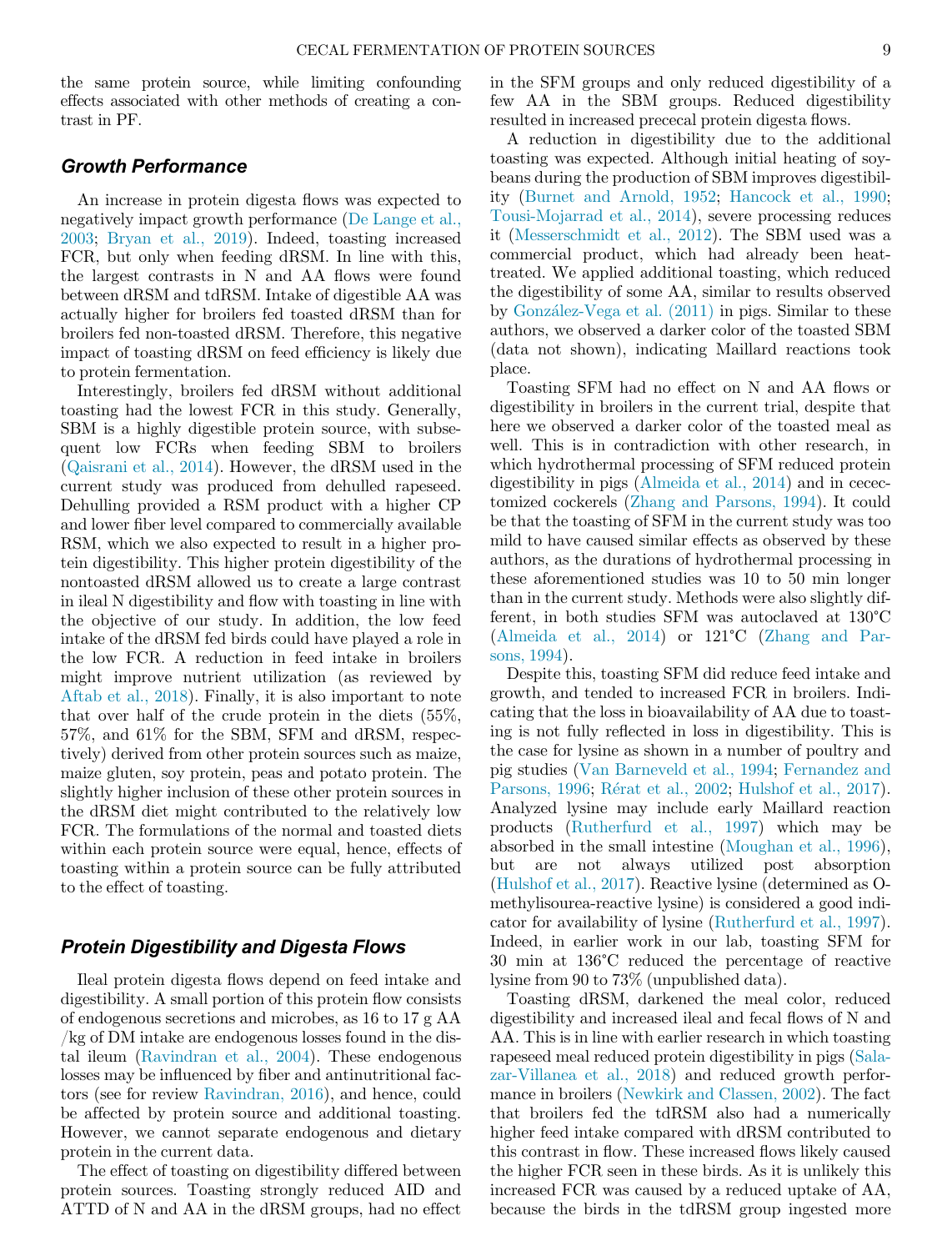the same protein source, while limiting confounding effects associated with other methods of creating a contrast in PF.

### Growth Performance

An increase in protein digesta flows was expected to negatively impact growth performance (De Lange et al., 2003; Bryan et al., 2019). Indeed, toasting increased FCR, but only when feeding dRSM. In line with this, the largest contrasts in N and AA flows were found between dRSM and tdRSM. Intake of digestible AA was actually higher for broilers fed toasted dRSM than for broilers fed non-toasted dRSM. Therefore, this negative impact of toasting dRSM on feed efficiency is likely due to protein fermentation.

Interestingly, broilers fed dRSM without additional toasting had the lowest FCR in this study. Generally, SBM is a highly digestible protein source, with subsequent low FCRs when feeding SBM to broilers (Qaisrani et al., 2014). However, the dRSM used in the current study was produced from dehulled rapeseed. Dehulling provided a RSM product with a higher CP and lower fiber level compared to commercially available RSM, which we also expected to result in a higher protein digestibility. This higher protein digestibility of the nontoasted dRSM allowed us to create a large contrast in ileal N digestibility and flow with toasting in line with the objective of our study. In addition, the low feed intake of the dRSM fed birds could have played a role in the low FCR. A reduction in feed intake in broilers might improve nutrient utilization (as reviewed by Aftab et al., 2018). Finally, it is also important to note that over half of the crude protein in the diets (55%, 57%, and 61% for the SBM, SFM and dRSM, respectively) derived from other protein sources such as maize, maize gluten, soy protein, peas and potato protein. The slightly higher inclusion of these other protein sources in the dRSM diet might contributed to the relatively low FCR. The formulations of the normal and toasted diets within each protein source were equal, hence, effects of toasting within a protein source can be fully attributed to the effect of toasting.

### Protein Digestibility and Digesta Flows

Ileal protein digesta flows depend on feed intake and digestibility. A small portion of this protein flow consists of endogenous secretions and microbes, as 16 to 17 g AA /kg of DM intake are endogenous losses found in the distal ileum (Ravindran et al., 2004). These endogenous losses may be influenced by fiber and antinutritional factors (see for review Ravindran, 2016), and hence, could be affected by protein source and additional toasting. However, we cannot separate endogenous and dietary protein in the current data.

The effect of toasting on digestibility differed between protein sources. Toasting strongly reduced AID and ATTD of N and AA in the dRSM groups, had no effect in the SFM groups and only reduced digestibility of a few AA in the SBM groups. Reduced digestibility resulted in increased prececal protein digesta flows.

A reduction in digestibility due to the additional toasting was expected. Although initial heating of soybeans during the production of SBM improves digestibility (Burnet and Arnold, 1952; Hancock et al., 1990; Tousi-Mojarrad et al., 2014), severe processing reduces it (Messerschmidt et al., 2012). The SBM used was a commercial product, which had already been heat-treated. We applied additional toasting, which reduced the digestibility of some AA, similar to results observed by González-Vega et al. (2011) in pigs. Similar to these authors, we observed a darker color of the toasted SBM (data not shown), indicating Maillard reactions took place.

Toasting SFM had no effect on N and AA flows or digestibility in broilers in the current trial, despite that here we observed a darker color of the toasted meal as well. This is in contradiction with other research, in which hydrothermal processing of SFM reduced protein digestibility in pigs (Almeida et al., 2014) and in cecectomized cockerels (Zhang and Parsons, 1994). It could be that the toasting of SFM in the current study was too mild to have caused similar effects as observed by these authors, as the durations of hydrothermal processing in these aforementioned studies was 10 to 50 min longer than in the current study. Methods were also slightly different, in both studies SFM was autoclaved at 130°C (Almeida et al., 2014) or 121°C (Zhang and Parsons, 1994).

Despite this, toasting SFM did reduce feed intake and growth, and tended to increased FCR in broilers. Indicating that the loss in bioavailability of AA due to toasting is not fully reflected in loss in digestibility. This is the case for lysine as shown in a number of poultry and pig studies (Van Barneveld et al., 1994; Fernandez and Parsons, 1996; Rérat et al., 2002; Hulshof et al., 2017). Analyzed lysine may include early Maillard reaction products (Rutherfurd et al., 1997) which may be absorbed in the small intestine (Moughan et al., 1996), but are not always utilized post absorption (Hulshof et al., 2017). Reactive lysine (determined as O-methylisourea-reactive lysine) is considered a good indicator for availability of lysine (Rutherfurd et al., 1997). Indeed, in earlier work in our lab, toasting SFM for 30 min at 136°C reduced the percentage of reactive lysine from 90 to 73% (unpublished data).

Toasting dRSM, darkened the meal color, reduced digestibility and increased ileal and fecal flows of N and AA. This is in line with earlier research in which toasting rapeseed meal reduced protein digestibility in pigs (Salazar-Villanea et al., 2018) and reduced growth performance in broilers (Newkirk and Classen, 2002). The fact that broilers fed the tdRSM also had a numerically higher feed intake compared with dRSM contributed to this contrast in flow. These increased flows likely caused the higher FCR seen in these birds. As it is unlikely this increased FCR was caused by a reduced uptake of AA, because the birds in the tdRSM group ingested more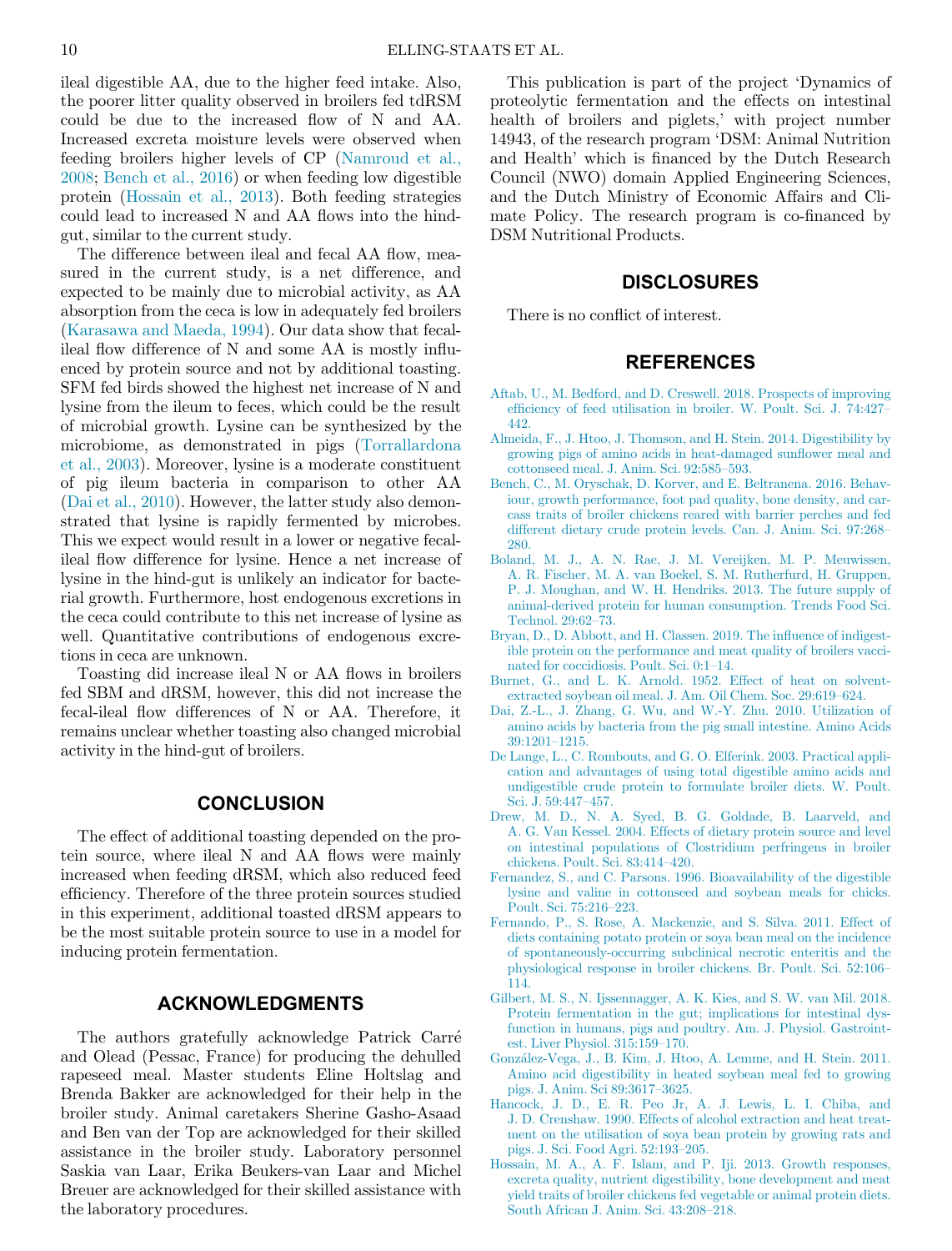ileal digestible AA, due to the higher feed intake. Also, the poorer litter quality observed in broilers fed tdRSM could be due to the increased flow of N and AA. Increased excreta moisture levels were observed when feeding broilers higher levels of CP (Namroud et al., 2008; Bench et al., 2016) or when feeding low digestible protein (Hossain et al., 2013). Both feeding strategies could lead to increased N and AA flows into the hind-gut, similar to the current study.

The difference between ileal and fecal AA flow, measured in the current study, is a net difference, and expected to be mainly due to microbial activity, as AA absorption from the ceca is low in adequately fed broilers (Karasawa and Maeda, 1994). Our data show that fecal-ileal flow difference of N and some AA is mostly influenced by protein source and not by additional toasting. SFM fed birds showed the highest net increase of N and lysine from the ileum to feces, which could be the result of microbial growth. Lysine can be synthesized by the microbiome, as demonstrated in pigs (Torrallardona et al., 2003). Moreover, lysine is a moderate constituent of pig ileum bacteria in comparison to other AA (Dai et al., 2010). However, the latter study also demonstrated that lysine is rapidly fermented by microbes. This we expect would result in a lower or negative fecal-ileal flow difference for lysine. Hence a net increase of lysine in the hind-gut is unlikely an indicator for bacterial growth. Furthermore, host endogenous excretions in the ceca could contribute to this net increase of lysine as well. Quantitative contributions of endogenous excretions in ceca are unknown.

Toasting did increase ileal N or AA flows in broilers fed SBM and dRSM, however, this did not increase the fecal-ileal flow differences of N or AA. Therefore, it remains unclear whether toasting also changed microbial activity in the hind-gut of broilers.

## CONCLUSION

The effect of additional toasting depended on the protein source, where ileal N and AA flows were mainly increased when feeding dRSM, which also reduced feed efficiency. Therefore of the three protein sources studied in this experiment, additional toasted dRSM appears to be the most suitable protein source to use in a model for inducing protein fermentation.

## ACKNOWLEDGMENTS

The authors gratefully acknowledge Patrick Carré and Olead (Pessac, France) for producing the dehulled rapeseed meal. Master students Eline Holtslag and Brenda Bakker are acknowledged for their help in the broiler study. Animal caretakers Sherine Gasho-Asaad and Ben van der Top are acknowledged for their skilled assistance in the broiler study. Laboratory personnel Saskia van Laar, Erika Beukers-van Laar and Michel Breuer are acknowledged for their skilled assistance with the laboratory procedures.

This publication is part of the project 'Dynamics of proteolytic fermentation and the effects on intestinal health of broilers and piglets,' with project number 14943, of the research program 'DSM: Animal Nutrition and Health' which is financed by the Dutch Research Council (NWO) domain Applied Engineering Sciences, and the Dutch Ministry of Economic Affairs and Climate Policy. The research program is co-financed by DSM Nutritional Products.

## DISCLOSURES

There is no conflict of interest.

## REFERENCES

Aftab, U., M. Bedford, and D. Creswell. 2018. Prospects of improving efficiency of feed utilisation in broiler. W. Poult. Sci. J. 74:427–442.

Almeida, F., J. Htoo, J. Thomson, and H. Stein. 2014. Digestibility by growing pigs of amino acids in heat-damaged sunflower meal and cottonseed meal. J. Anim. Sci. 92:585–593.

Bench, C., M. Oryschak, D. Korver, and E. Beltranena. 2016. Behaviour, growth performance, foot pad quality, bone density, and carcass traits of broiler chickens reared with barrier perches and fed different dietary crude protein levels. Can. J. Anim. Sci. 97:268–280.

Boland, M. J., A. N. Rae, J. M. Vereijken, M. P. Meuwissen, A. R. Fischer, M. A. van Boekel, S. M. Rutherfurd, H. Gruppen, P. J. Moughan, and W. H. Hendriks. 2013. The future supply of animal-derived protein for human consumption. Trends Food Sci. Technol. 29:62–73.

Bryan, D., D. Abbott, and H. Classen. 2019. The influence of indigestible protein on the performance and meat quality of broilers vaccinated for coccidiosis. Poult. Sci. 0:1–14.

Burnet, G., and L. K. Arnold. 1952. Effect of heat on solvent-extracted soybean oil meal. J. Am. Oil Chem. Soc. 29:619–624.

Dai, Z.-L., J. Zhang, G. Wu, and W.-Y. Zhu. 2010. Utilization of amino acids by bacteria from the pig small intestine. Amino Acids 39:1201–1215.

De Lange, L., C. Rombouts, and G. O. Elferink. 2003. Practical application and advantages of using total digestible amino acids and undigestible crude protein to formulate broiler diets. W. Poult. Sci. J. 59:447–457.

Drew, M. D., N. A. Syed, B. G. Goldade, B. Laarveld, and A. G. Van Kessel. 2004. Effects of dietary protein source and level on intestinal populations of Clostridium perfringens in broiler chickens. Poult. Sci. 83:414–420.

Fernandez, S., and C. Parsons. 1996. Bioavailability of the digestible lysine and valine in cottonseed and soybean meals for chicks. Poult. Sci. 75:216–223.

Fernando, P., S. Rose, A. Mackenzie, and S. Silva. 2011. Effect of diets containing potato protein or soya bean meal on the incidence of spontaneously-occurring subclinical necrotic enteritis and the physiological response in broiler chickens. Br. Poult. Sci. 52:106–114.

Gilbert, M. S., N. Ijssennagger, A. K. Kies, and S. W. van Mil. 2018. Protein fermentation in the gut; implications for intestinal dysfunction in humans, pigs and poultry. Am. J. Physiol. Gastrointest. Liver Physiol. 315:159–170.

González-Vega, J., B. Kim, J. Htoo, A. Lemme, and H. Stein. 2011. Amino acid digestibility in heated soybean meal fed to growing pigs. J. Anim. Sci 89:3617–3625.

Hancock, J. D., E. R. Peo Jr, A. J. Lewis, L. I. Chiba, and J. D. Crenshaw. 1990. Effects of alcohol extraction and heat treatment on the utilisation of soya bean protein by growing rats and pigs. J. Sci. Food Agri. 52:193–205.

Hossain, M. A., A. F. Islam, and P. Iji. 2013. Growth responses, excreta quality, nutrient digestibility, bone development and meat yield traits of broiler chickens fed vegetable or animal protein diets. South African J. Anim. Sci. 43:208–218.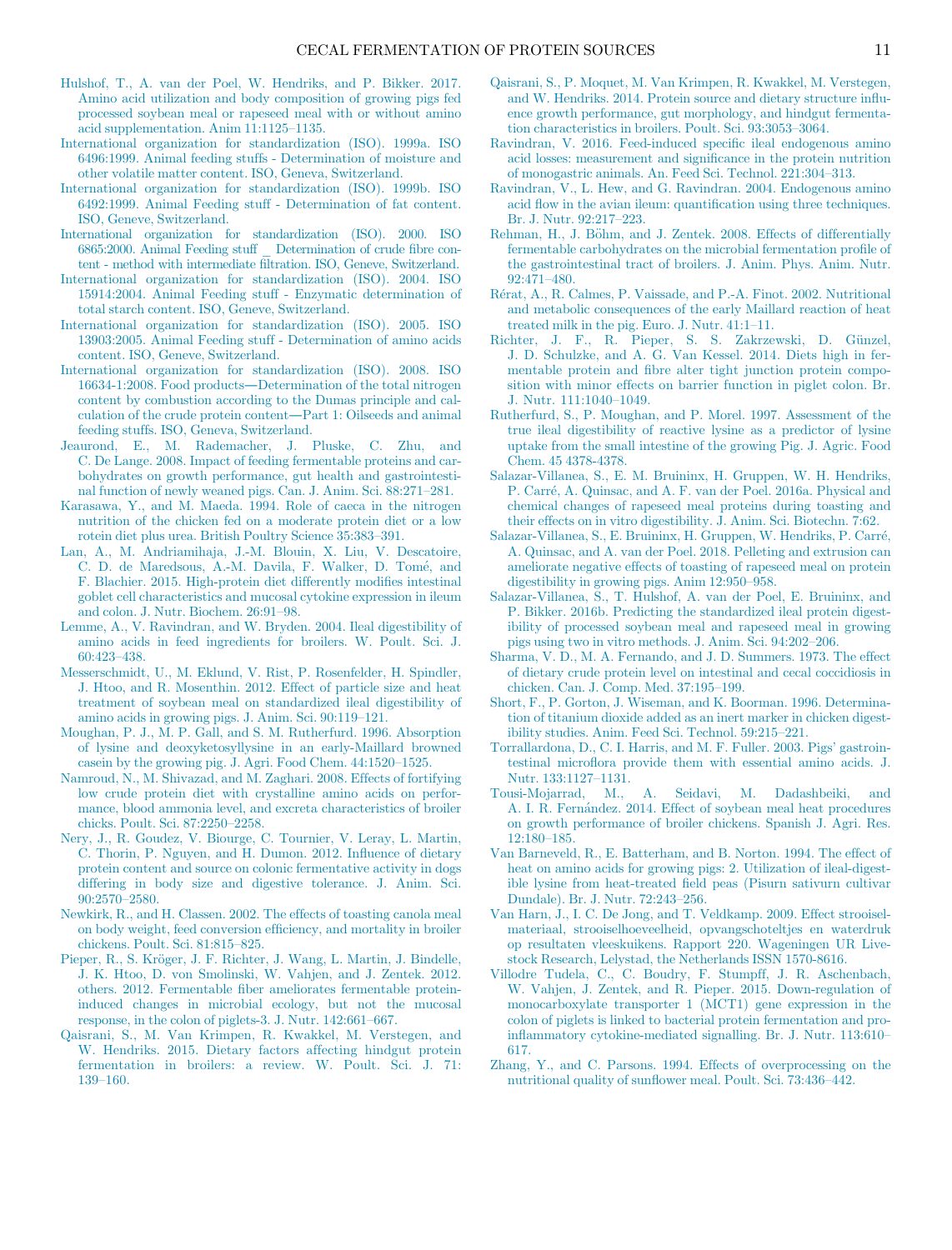Hulshof, T., A. van der Poel, W. Hendriks, and P. Bikker. 2017. Amino acid utilization and body composition of growing pigs fed processed soybean meal or rapeseed meal with or without amino acid supplementation. Anim 11:1125–1135.

International organization for standardization (ISO). 1999a. ISO 6496:1999. Animal feeding stuffs - Determination of moisture and other volatile matter content. ISO, Geneva, Switzerland.

International organization for standardization (ISO). 1999b. ISO 6492:1999. Animal Feeding stuff - Determination of fat content. ISO, Geneve, Switzerland.

International organization for standardization (ISO). 2000. ISO 6865:2000. Animal Feeding stuff _ Determination of crude fibre content - method with intermediate filtration. ISO, Geneve, Switzerland.

International organization for standardization (ISO). 2004. ISO 15914:2004. Animal Feeding stuff - Enzymatic determination of total starch content. ISO, Geneve, Switzerland.

International organization for standardization (ISO). 2005. ISO 13903:2005. Animal Feeding stuff - Determination of amino acids content. ISO, Geneve, Switzerland.

International organization for standardization (ISO). 2008. ISO 16634-1:2008. Food products—Determination of the total nitrogen content by combustion according to the Dumas principle and calculation of the crude protein content—Part 1: Oilseeds and animal feeding stuffs. ISO, Geneva, Switzerland.

Jeaurond, E., M. Rademacher, J. Pluske, C. Zhu, and C. De Lange. 2008. Impact of feeding fermentable proteins and carbohydrates on growth performance, gut health and gastrointestinal function of newly weaned pigs. Can. J. Anim. Sci. 88:271–281.

Karasawa, Y., and M. Maeda. 1994. Role of caeca in the nitrogen nutrition of the chicken fed on a moderate protein diet or a low rotein diet plus urea. British Poultry Science 35:383–391.

Lan, A., M. Andriamihaja, J.-M. Blouin, X. Liu, V. Descatoire, C. D. de Maredsous, A.-M. Davila, F. Walker, D. Tomé, and F. Blachier. 2015. High-protein diet differently modifies intestinal goblet cell characteristics and mucosal cytokine expression in ileum and colon. J. Nutr. Biochem. 26:91–98.

Lemme, A., V. Ravindran, and W. Bryden. 2004. Ileal digestibility of amino acids in feed ingredients for broilers. W. Poult. Sci. J. 60:423–438.

Messerschmidt, U., M. Eklund, V. Rist, P. Rosenfelder, H. Spindler, J. Htoo, and R. Mosenthin. 2012. Effect of particle size and heat treatment of soybean meal on standardized ileal digestibility of amino acids in growing pigs. J. Anim. Sci. 90:119–121.

Moughan, P. J., M. P. Gall, and S. M. Rutherfurd. 1996. Absorption of lysine and deoxyketosyllysine in an early-Maillard browned casein by the growing pig. J. Agri. Food Chem. 44:1520–1525.

Namroud, N., M. Shivazad, and M. Zaghari. 2008. Effects of fortifying low crude protein diet with crystalline amino acids on performance, blood ammonia level, and excreta characteristics of broiler chicks. Poult. Sci. 87:2250–2258.

Nery, J., R. Goudez, V. Biourge, C. Tournier, V. Leray, L. Martin, C. Thorin, P. Nguyen, and H. Dumon. 2012. Influence of dietary protein content and source on colonic fermentative activity in dogs differing in body size and digestive tolerance. J. Anim. Sci. 90:2570–2580.

Newkirk, R., and H. Classen. 2002. The effects of toasting canola meal on body weight, feed conversion efficiency, and mortality in broiler chickens. Poult. Sci. 81:815–825.

Pieper, R., S. Kröger, J. F. Richter, J. Wang, L. Martin, J. Bindelle, J. K. Htoo, D. von Smolinski, W. Vahjen, and J. Zentek. 2012. others. 2012. Fermentable fiber ameliorates fermentable protein-induced changes in microbial ecology, but not the mucosal response, in the colon of piglets-3. J. Nutr. 142:661–667.

Qaisrani, S., M. Van Krimpen, R. Kwakkel, M. Verstegen, and W. Hendriks. 2015. Dietary factors affecting hindgut protein fermentation in broilers: a review. W. Poult. Sci. J. 71: 139–160.

Qaisrani, S., P. Moquet, M. Van Krimpen, R. Kwakkel, M. Verstegen, and W. Hendriks. 2014. Protein source and dietary structure influence growth performance, gut morphology, and hindgut fermentation characteristics in broilers. Poult. Sci. 93:3053–3064.

Ravindran, V. 2016. Feed-induced specific ileal endogenous amino acid losses: measurement and significance in the protein nutrition of monogastric animals. An. Feed Sci. Technol. 221:304–313.

Ravindran, V., L. Hew, and G. Ravindran. 2004. Endogenous amino acid flow in the avian ileum: quantification using three techniques. Br. J. Nutr. 92:217–223.

Rehman, H., J. Böhm, and J. Zentek. 2008. Effects of differentially fermentable carbohydrates on the microbial fermentation profile of the gastrointestinal tract of broilers. J. Anim. Phys. Anim. Nutr. 92:471–480.

Rérat, A., R. Calmes, P. Vaissade, and P.-A. Finot. 2002. Nutritional and metabolic consequences of the early Maillard reaction of heat treated milk in the pig. Euro. J. Nutr. 41:1–11.

Richter, J. F., R. Pieper, S. S. Zakrzewski, D. Günzel, J. D. Schulzke, and A. G. Van Kessel. 2014. Diets high in fermentable protein and fibre alter tight junction protein composition with minor effects on barrier function in piglet colon. Br. J. Nutr. 111:1040–1049.

Rutherfurd, S., P. Moughan, and P. Morel. 1997. Assessment of the true ileal digestibility of reactive lysine as a predictor of lysine uptake from the small intestine of the growing Pig. J. Agric. Food Chem. 45 4378-4378.

Salazar-Villanea, S., E. M. Bruininx, H. Gruppen, W. H. Hendriks, P. Carré, A. Quinsac, and A. F. van der Poel. 2016a. Physical and chemical changes of rapeseed meal proteins during toasting and their effects on in vitro digestibility. J. Anim. Sci. Biotechn. 7:62.

Salazar-Villanea, S., E. Bruininx, H. Gruppen, W. Hendriks, P. Carré, A. Quinsac, and A. van der Poel. 2018. Pelleting and extrusion can ameliorate negative effects of toasting of rapeseed meal on protein digestibility in growing pigs. Anim 12:950–958.

Salazar-Villanea, S., T. Hulshof, A. van der Poel, E. Bruininx, and P. Bikker. 2016b. Predicting the standardized ileal protein digestibility of processed soybean meal and rapeseed meal in growing pigs using two in vitro methods. J. Anim. Sci. 94:202–206.

Sharma, V. D., M. A. Fernando, and J. D. Summers. 1973. The effect of dietary crude protein level on intestinal and cecal coccidiosis in chicken. Can. J. Comp. Med. 37:195–199.

Short, F., P. Gorton, J. Wiseman, and K. Boorman. 1996. Determination of titanium dioxide added as an inert marker in chicken digestibility studies. Anim. Feed Sci. Technol. 59:215–221.

Torrallardona, D., C. I. Harris, and M. F. Fuller. 2003. Pigs' gastrointestinal microflora provide them with essential amino acids. J. Nutr. 133:1127–1131.

Tousi-Mojarrad, M., A. Seidavi, M. Dadashbeiki, and A. I. R. Fernández. 2014. Effect of soybean meal heat procedures on growth performance of broiler chickens. Spanish J. Agri. Res. 12:180–185.

Van Barneveld, R., E. Batterham, and B. Norton. 1994. The effect of heat on amino acids for growing pigs: 2. Utilization of ileal-digestible lysine from heat-treated field peas (Pisurn sativurn cultivar Dundale). Br. J. Nutr. 72:243–256.

Van Harn, J., I. C. De Jong, and T. Veldkamp. 2009. Effect strooiselmateriaal, strooiselhoeveelheid, opvangschotelt jes en waterdruk op resultaten vleeskuikens. Rapport 220. Wageningen UR Livestock Research, Lelystad, the Netherlands ISSN 1570-8616.

Villodre Tudela, C., C. Boudry, F. Stumpff, J. R. Aschenbach, W. Vahjen, J. Zentek, and R. Pieper. 2015. Down-regulation of monocarboxylate transporter 1 (MCT1) gene expression in the colon of piglets is linked to bacterial protein fermentation and pro-inflammatory cytokine-mediated signalling. Br. J. Nutr. 113:610–617.

Zhang, Y., and C. Parsons. 1994. Effects of overprocessing on the nutritional quality of sunflower meal. Poult. Sci. 73:436–442.